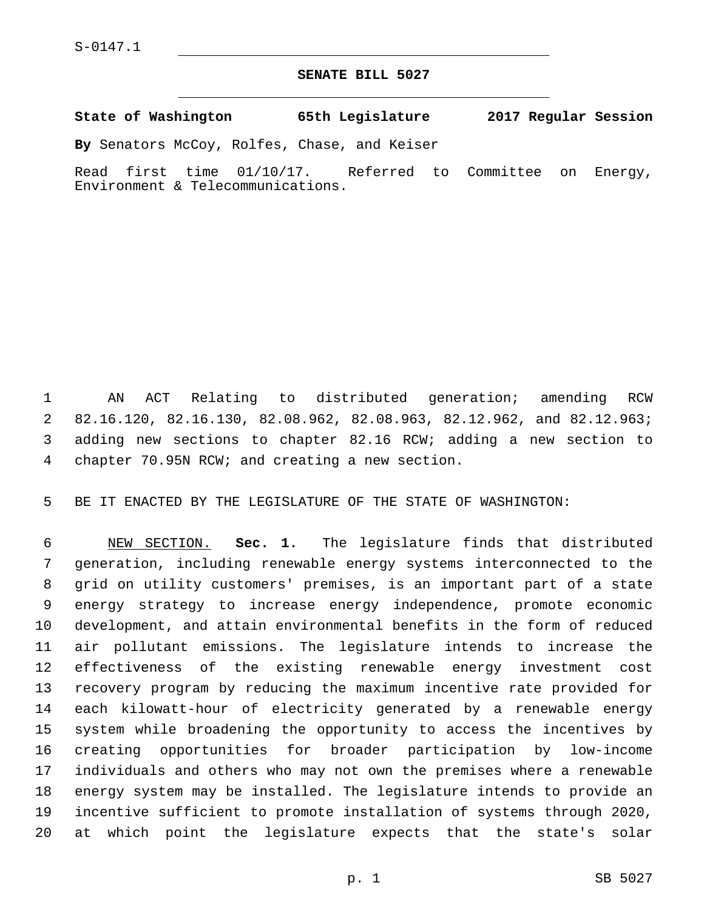S-0147.1

# SENATE BILL 5027

**State of Washington 65th Legislature 2017 Regular Session**

**By** Senators McCoy, Rolfes, Chase, and Keiser

Read first time 01/10/17. Referred to Committee on Energy, Environment & Telecommunications.

AN ACT Relating to distributed generation; amending RCW 82.16.120, 82.16.130, 82.08.962, 82.08.963, 82.12.962, and 82.12.963; adding new sections to chapter 82.16 RCW; adding a new section to chapter 70.95N RCW; and creating a new section.

BE IT ENACTED BY THE LEGISLATURE OF THE STATE OF WASHINGTON:

NEW SECTION. **Sec. 1.** The legislature finds that distributed generation, including renewable energy systems interconnected to the grid on utility customers' premises, is an important part of a state energy strategy to increase energy independence, promote economic development, and attain environmental benefits in the form of reduced air pollutant emissions. The legislature intends to increase the effectiveness of the existing renewable energy investment cost recovery program by reducing the maximum incentive rate provided for each kilowatt-hour of electricity generated by a renewable energy system while broadening the opportunity to access the incentives by creating opportunities for broader participation by low-income individuals and others who may not own the premises where a renewable energy system may be installed. The legislature intends to provide an incentive sufficient to promote installation of systems through 2020, at which point the legislature expects that the state's solar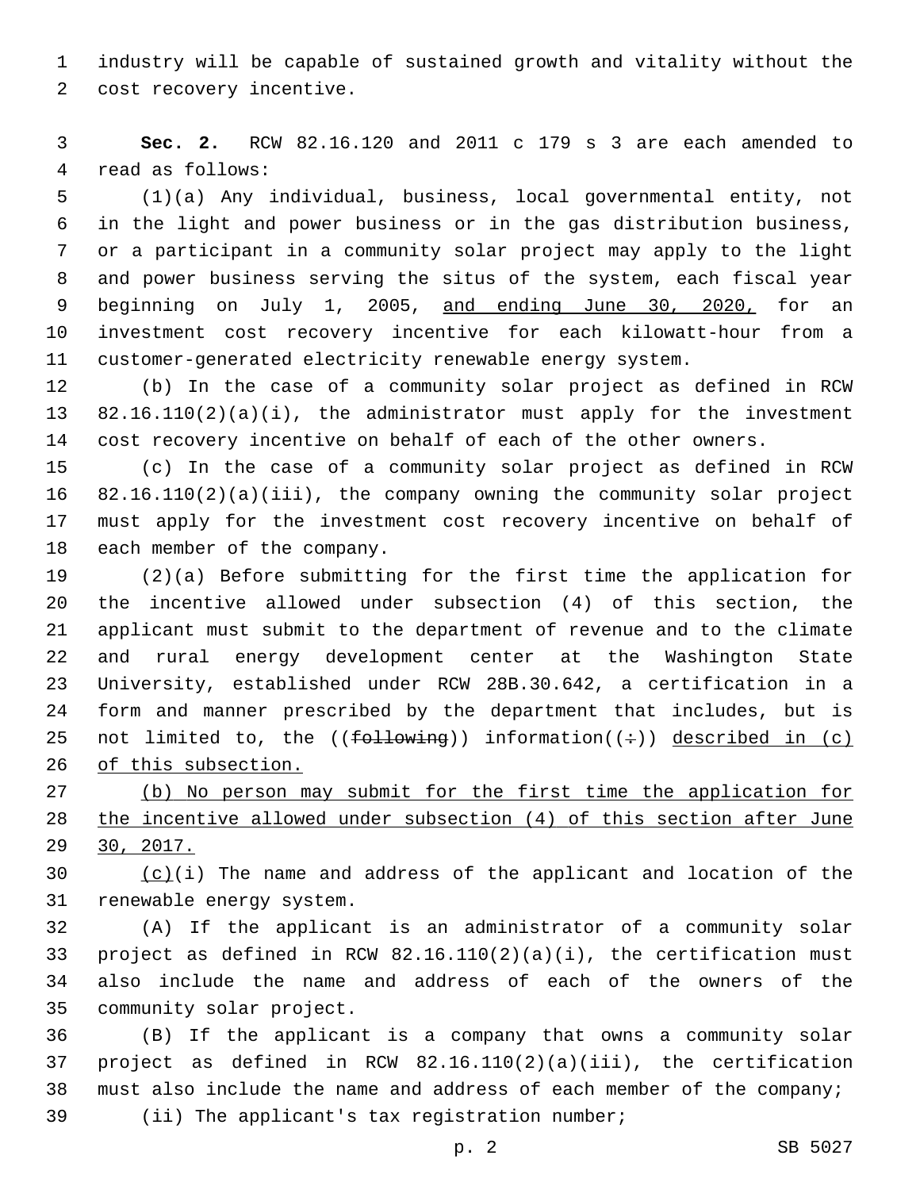industry will be capable of sustained growth and vitality without the cost recovery incentive.

**Sec. 2.** RCW 82.16.120 and 2011 c 179 s 3 are each amended to read as follows:

(1)(a) Any individual, business, local governmental entity, not in the light and power business or in the gas distribution business, or a participant in a community solar project may apply to the light and power business serving the situs of the system, each fiscal year beginning on July 1, 2005, and ending June 30, 2020, for an investment cost recovery incentive for each kilowatt-hour from a customer-generated electricity renewable energy system.

(b) In the case of a community solar project as defined in RCW 82.16.110(2)(a)(i), the administrator must apply for the investment cost recovery incentive on behalf of each of the other owners.

(c) In the case of a community solar project as defined in RCW 82.16.110(2)(a)(iii), the company owning the community solar project must apply for the investment cost recovery incentive on behalf of each member of the company.

(2)(a) Before submitting for the first time the application for the incentive allowed under subsection (4) of this section, the applicant must submit to the department of revenue and to the climate and rural energy development center at the Washington State University, established under RCW 28B.30.642, a certification in a form and manner prescribed by the department that includes, but is not limited to, the ((~~following~~)) information((~~:~~)) described in (c) of this subsection.

(b) No person may submit for the first time the application for the incentive allowed under subsection (4) of this section after June 30, 2017.

(c)(i) The name and address of the applicant and location of the renewable energy system.

(A) If the applicant is an administrator of a community solar project as defined in RCW 82.16.110(2)(a)(i), the certification must also include the name and address of each of the owners of the community solar project.

(B) If the applicant is a company that owns a community solar project as defined in RCW 82.16.110(2)(a)(iii), the certification must also include the name and address of each member of the company;

(ii) The applicant's tax registration number;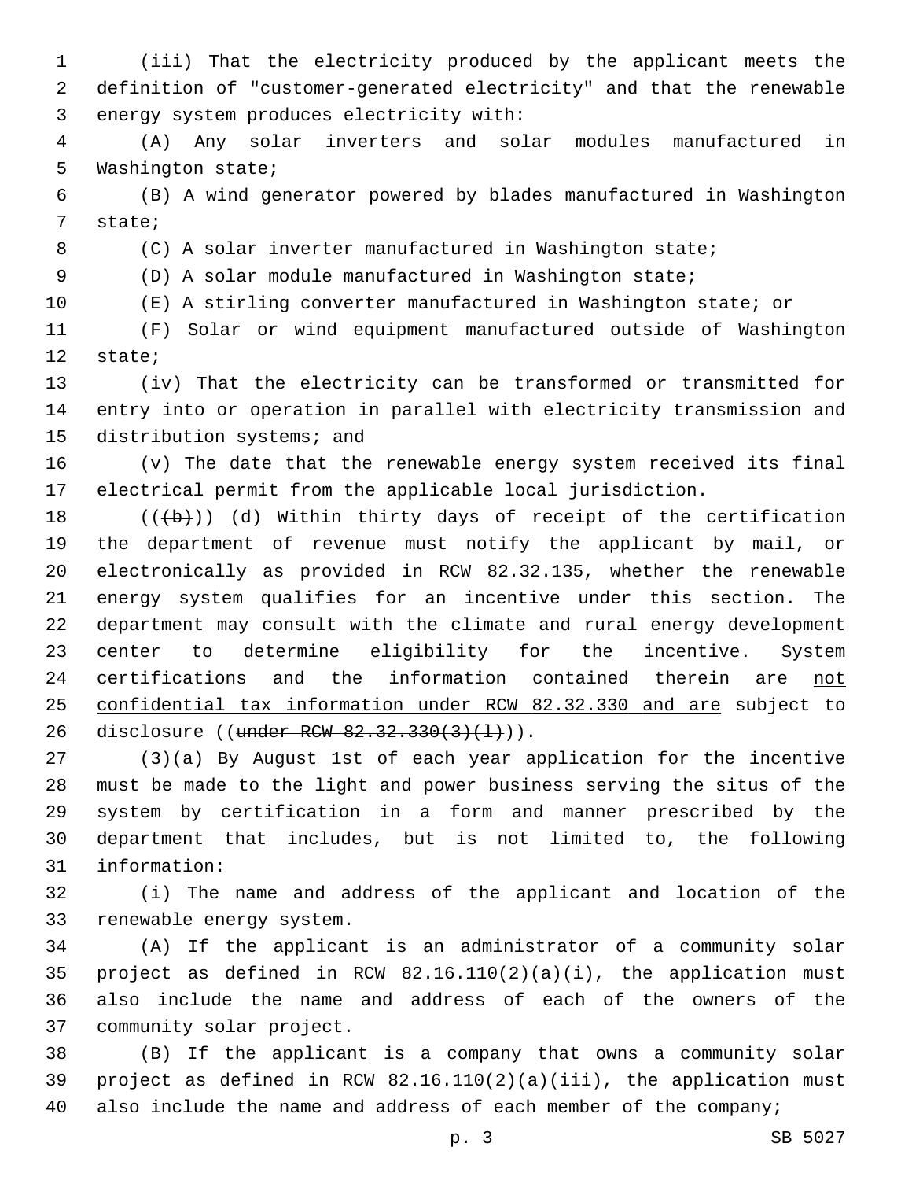(iii) That the electricity produced by the applicant meets the definition of "customer-generated electricity" and that the renewable energy system produces electricity with:

(A) Any solar inverters and solar modules manufactured in Washington state;

(B) A wind generator powered by blades manufactured in Washington state;

(C) A solar inverter manufactured in Washington state;

(D) A solar module manufactured in Washington state;

(E) A stirling converter manufactured in Washington state; or

(F) Solar or wind equipment manufactured outside of Washington state;

(iv) That the electricity can be transformed or transmitted for entry into or operation in parallel with electricity transmission and distribution systems; and

(v) The date that the renewable energy system received its final electrical permit from the applicable local jurisdiction.

((~~(b)~~)) <u>(d)</u> Within thirty days of receipt of the certification the department of revenue must notify the applicant by mail, or electronically as provided in RCW 82.32.135, whether the renewable energy system qualifies for an incentive under this section. The department may consult with the climate and rural energy development center to determine eligibility for the incentive. System certifications and the information contained therein are <u>not confidential tax information under RCW 82.32.330 and are</u> subject to disclosure ((~~under RCW 82.32.330(3)(l)~~)).

(3)(a) By August 1st of each year application for the incentive must be made to the light and power business serving the situs of the system by certification in a form and manner prescribed by the department that includes, but is not limited to, the following information:

(i) The name and address of the applicant and location of the renewable energy system.

(A) If the applicant is an administrator of a community solar project as defined in RCW 82.16.110(2)(a)(i), the application must also include the name and address of each of the owners of the community solar project.

(B) If the applicant is a company that owns a community solar project as defined in RCW 82.16.110(2)(a)(iii), the application must also include the name and address of each member of the company;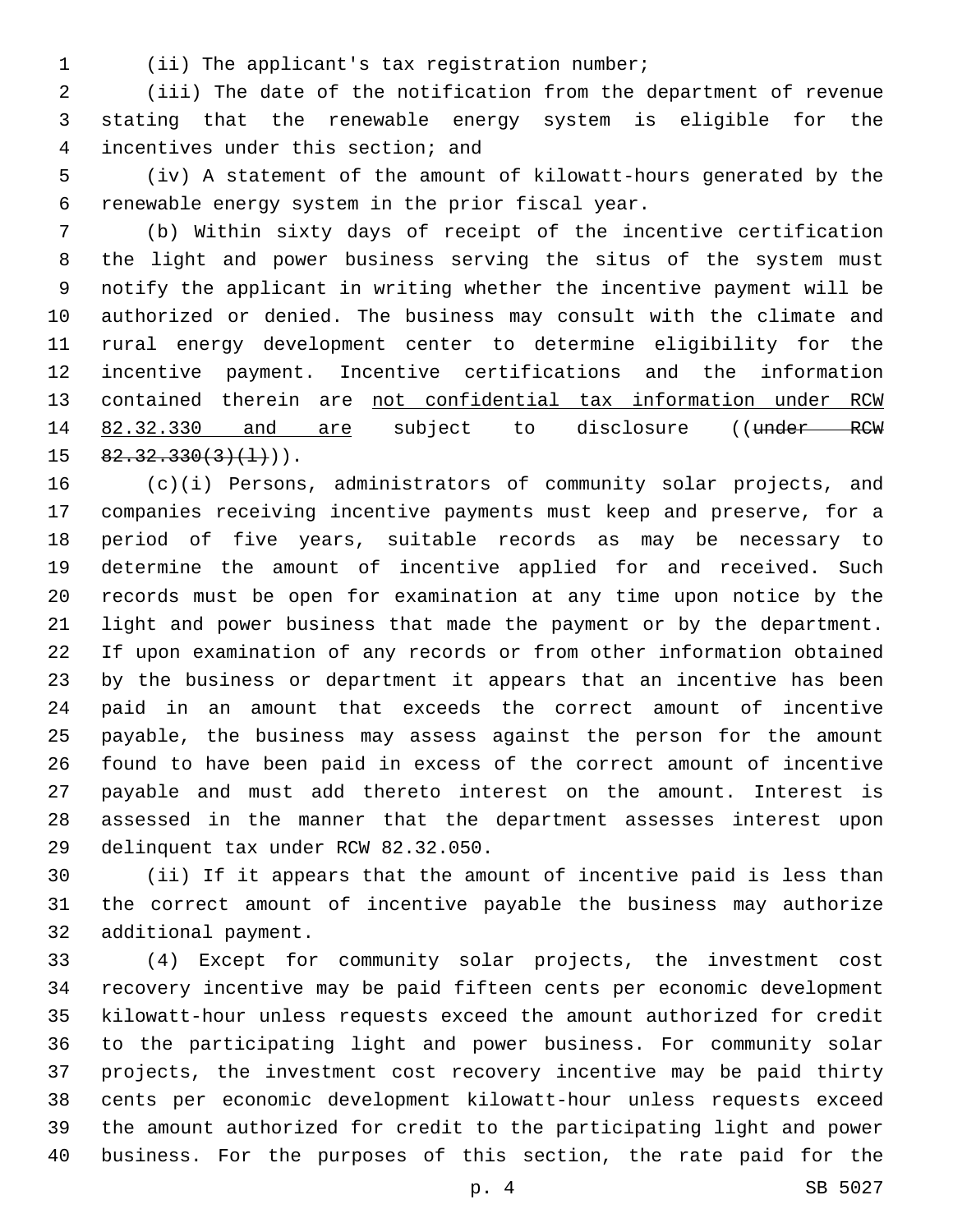(ii) The applicant's tax registration number;

(iii) The date of the notification from the department of revenue stating that the renewable energy system is eligible for the incentives under this section; and

(iv) A statement of the amount of kilowatt-hours generated by the renewable energy system in the prior fiscal year.

(b) Within sixty days of receipt of the incentive certification the light and power business serving the situs of the system must notify the applicant in writing whether the incentive payment will be authorized or denied. The business may consult with the climate and rural energy development center to determine eligibility for the incentive payment. Incentive certifications and the information contained therein are <u>not confidential tax information under RCW 82.32.330 and are</u> subject to disclosure ((~~under RCW 82.32.330(3)(l)~~)).

(c)(i) Persons, administrators of community solar projects, and companies receiving incentive payments must keep and preserve, for a period of five years, suitable records as may be necessary to determine the amount of incentive applied for and received. Such records must be open for examination at any time upon notice by the light and power business that made the payment or by the department. If upon examination of any records or from other information obtained by the business or department it appears that an incentive has been paid in an amount that exceeds the correct amount of incentive payable, the business may assess against the person for the amount found to have been paid in excess of the correct amount of incentive payable and must add thereto interest on the amount. Interest is assessed in the manner that the department assesses interest upon delinquent tax under RCW 82.32.050.

(ii) If it appears that the amount of incentive paid is less than the correct amount of incentive payable the business may authorize additional payment.

(4) Except for community solar projects, the investment cost recovery incentive may be paid fifteen cents per economic development kilowatt-hour unless requests exceed the amount authorized for credit to the participating light and power business. For community solar projects, the investment cost recovery incentive may be paid thirty cents per economic development kilowatt-hour unless requests exceed the amount authorized for credit to the participating light and power business. For the purposes of this section, the rate paid for the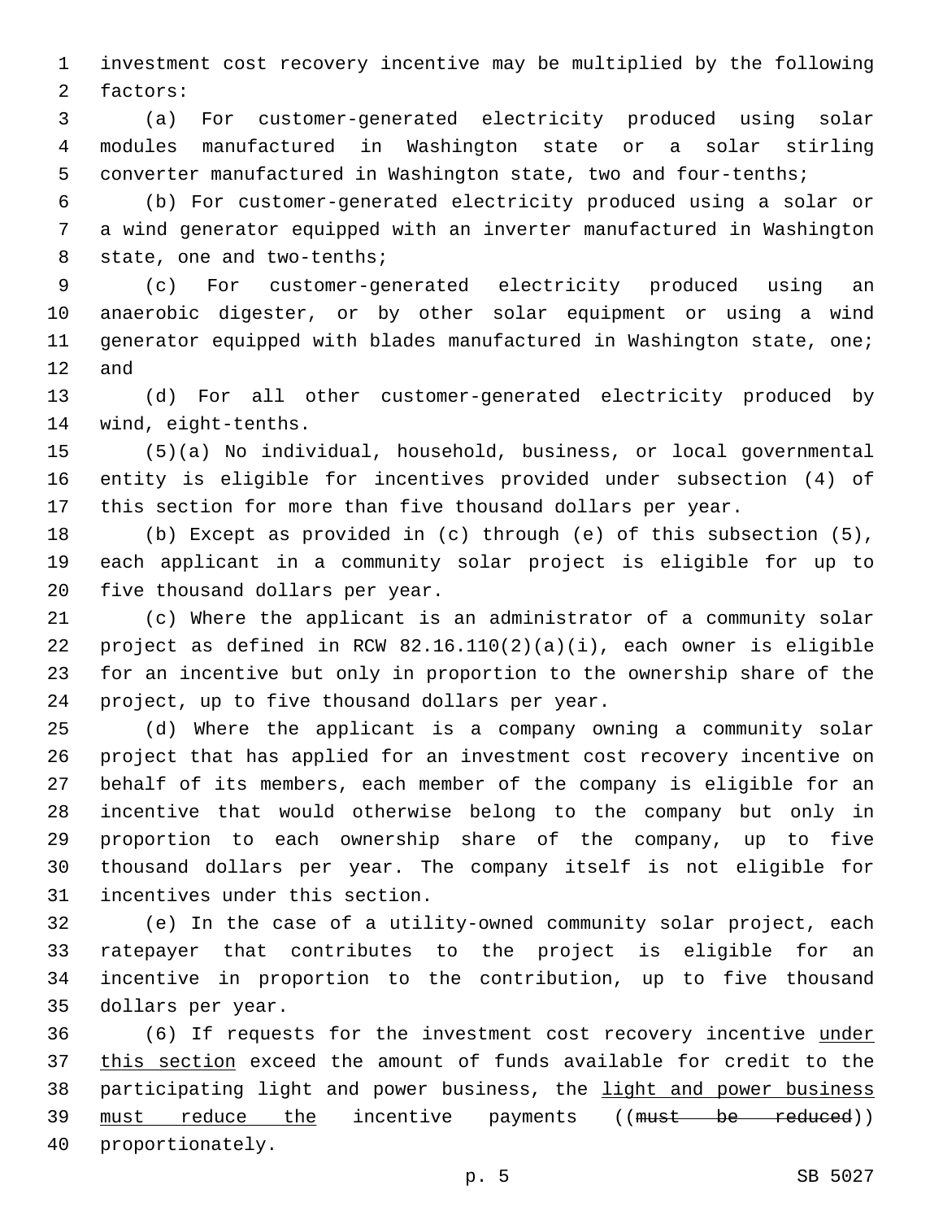investment cost recovery incentive may be multiplied by the following factors:

(a) For customer-generated electricity produced using solar modules manufactured in Washington state or a solar stirling converter manufactured in Washington state, two and four-tenths;

(b) For customer-generated electricity produced using a solar or a wind generator equipped with an inverter manufactured in Washington state, one and two-tenths;

(c) For customer-generated electricity produced using an anaerobic digester, or by other solar equipment or using a wind generator equipped with blades manufactured in Washington state, one; and

(d) For all other customer-generated electricity produced by wind, eight-tenths.

(5)(a) No individual, household, business, or local governmental entity is eligible for incentives provided under subsection (4) of this section for more than five thousand dollars per year.

(b) Except as provided in (c) through (e) of this subsection (5), each applicant in a community solar project is eligible for up to five thousand dollars per year.

(c) Where the applicant is an administrator of a community solar project as defined in RCW 82.16.110(2)(a)(i), each owner is eligible for an incentive but only in proportion to the ownership share of the project, up to five thousand dollars per year.

(d) Where the applicant is a company owning a community solar project that has applied for an investment cost recovery incentive on behalf of its members, each member of the company is eligible for an incentive that would otherwise belong to the company but only in proportion to each ownership share of the company, up to five thousand dollars per year. The company itself is not eligible for incentives under this section.

(e) In the case of a utility-owned community solar project, each ratepayer that contributes to the project is eligible for an incentive in proportion to the contribution, up to five thousand dollars per year.

(6) If requests for the investment cost recovery incentive <u>under this section</u> exceed the amount of funds available for credit to the participating light and power business, the <u>light and power business must reduce the</u> incentive payments ((~~must be reduced~~)) proportionately.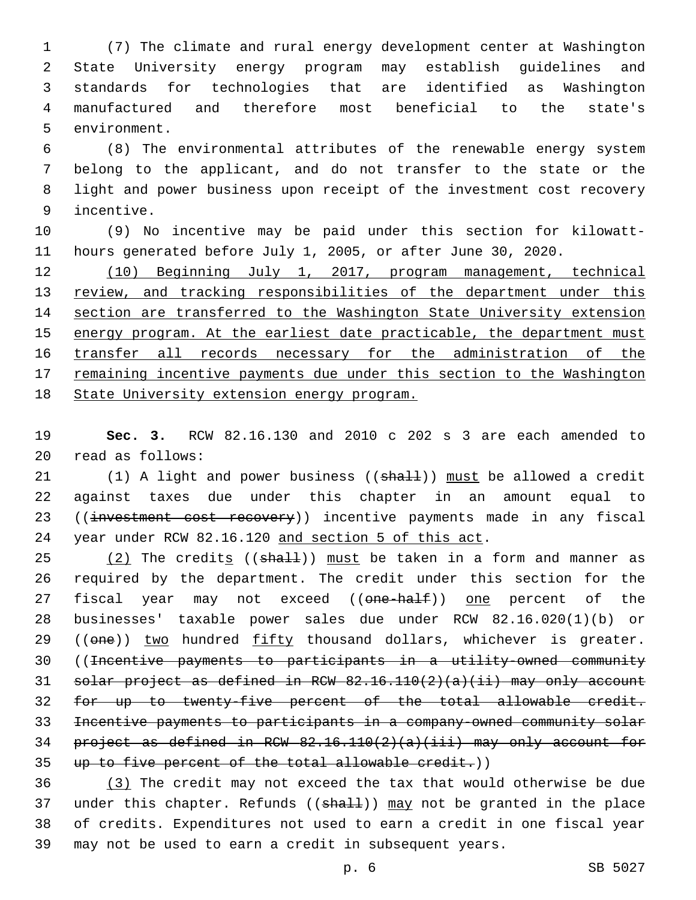(7) The climate and rural energy development center at Washington State University energy program may establish guidelines and standards for technologies that are identified as Washington manufactured and therefore most beneficial to the state's environment.

(8) The environmental attributes of the renewable energy system belong to the applicant, and do not transfer to the state or the light and power business upon receipt of the investment cost recovery incentive.

(9) No incentive may be paid under this section for kilowatt-hours generated before July 1, 2005, or after June 30, 2020.

<u>(10) Beginning July 1, 2017, program management, technical review, and tracking responsibilities of the department under this section are transferred to the Washington State University extension energy program. At the earliest date practicable, the department must transfer all records necessary for the administration of the remaining incentive payments due under this section to the Washington State University extension energy program.</u>

**Sec. 3.** RCW 82.16.130 and 2010 c 202 s 3 are each amended to read as follows:

(1) A light and power business ((~~shall~~)) <u>must</u> be allowed a credit against taxes due under this chapter in an amount equal to ((~~investment cost recovery~~)) incentive payments made in any fiscal year under RCW 82.16.120 <u>and section 5 of this act</u>.

<u>(2)</u> The credit<u>s</u> ((~~shall~~)) <u>must</u> be taken in a form and manner as required by the department. The credit under this section for the fiscal year may not exceed ((~~one-half~~)) <u>one</u> percent of the businesses' taxable power sales due under RCW 82.16.020(1)(b) or ((~~one~~)) <u>two</u> hundred <u>fifty</u> thousand dollars, whichever is greater. ((~~Incentive payments to participants in a utility-owned community solar project as defined in RCW 82.16.110(2)(a)(ii) may only account for up to twenty-five percent of the total allowable credit. Incentive payments to participants in a company-owned community solar project as defined in RCW 82.16.110(2)(a)(iii) may only account for up to five percent of the total allowable credit.~~))

<u>(3)</u> The credit may not exceed the tax that would otherwise be due under this chapter. Refunds ((~~shall~~)) <u>may</u> not be granted in the place of credits. Expenditures not used to earn a credit in one fiscal year may not be used to earn a credit in subsequent years.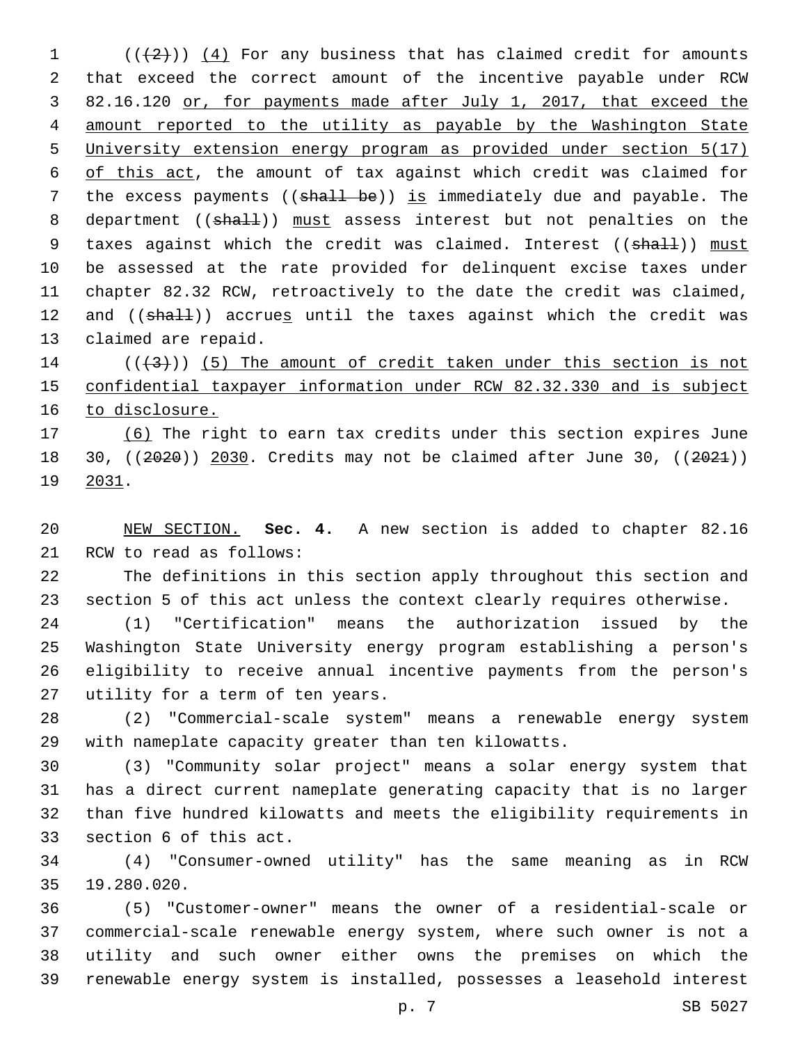(((2))) <u>(4)</u> For any business that has claimed credit for amounts that exceed the correct amount of the incentive payable under RCW 82.16.120 <u>or, for payments made after July 1, 2017, that exceed the amount reported to the utility as payable by the Washington State University extension energy program as provided under section 5(17) of this act</u>, the amount of tax against which credit was claimed for the excess payments ((~~shall be~~)) <u>is</u> immediately due and payable. The department ((~~shall~~)) <u>must</u> assess interest but not penalties on the taxes against which the credit was claimed. Interest ((~~shall~~)) <u>must</u> be assessed at the rate provided for delinquent excise taxes under chapter 82.32 RCW, retroactively to the date the credit was claimed, and ((~~shall~~)) accrue<u>s</u> until the taxes against which the credit was claimed are repaid.

(((3))) <u>(5) The amount of credit taken under this section is not confidential taxpayer information under RCW 82.32.330 and is subject to disclosure.</u>

<u>(6)</u> The right to earn tax credits under this section expires June 30, ((~~2020~~)) <u>2030</u>. Credits may not be claimed after June 30, ((~~2021~~)) <u>2031</u>.

<u>NEW SECTION.</u> **Sec. 4.** A new section is added to chapter 82.16 RCW to read as follows:

The definitions in this section apply throughout this section and section 5 of this act unless the context clearly requires otherwise.

(1) "Certification" means the authorization issued by the Washington State University energy program establishing a person's eligibility to receive annual incentive payments from the person's utility for a term of ten years.

(2) "Commercial-scale system" means a renewable energy system with nameplate capacity greater than ten kilowatts.

(3) "Community solar project" means a solar energy system that has a direct current nameplate generating capacity that is no larger than five hundred kilowatts and meets the eligibility requirements in section 6 of this act.

(4) "Consumer-owned utility" has the same meaning as in RCW 19.280.020.

(5) "Customer-owner" means the owner of a residential-scale or commercial-scale renewable energy system, where such owner is not a utility and such owner either owns the premises on which the renewable energy system is installed, possesses a leasehold interest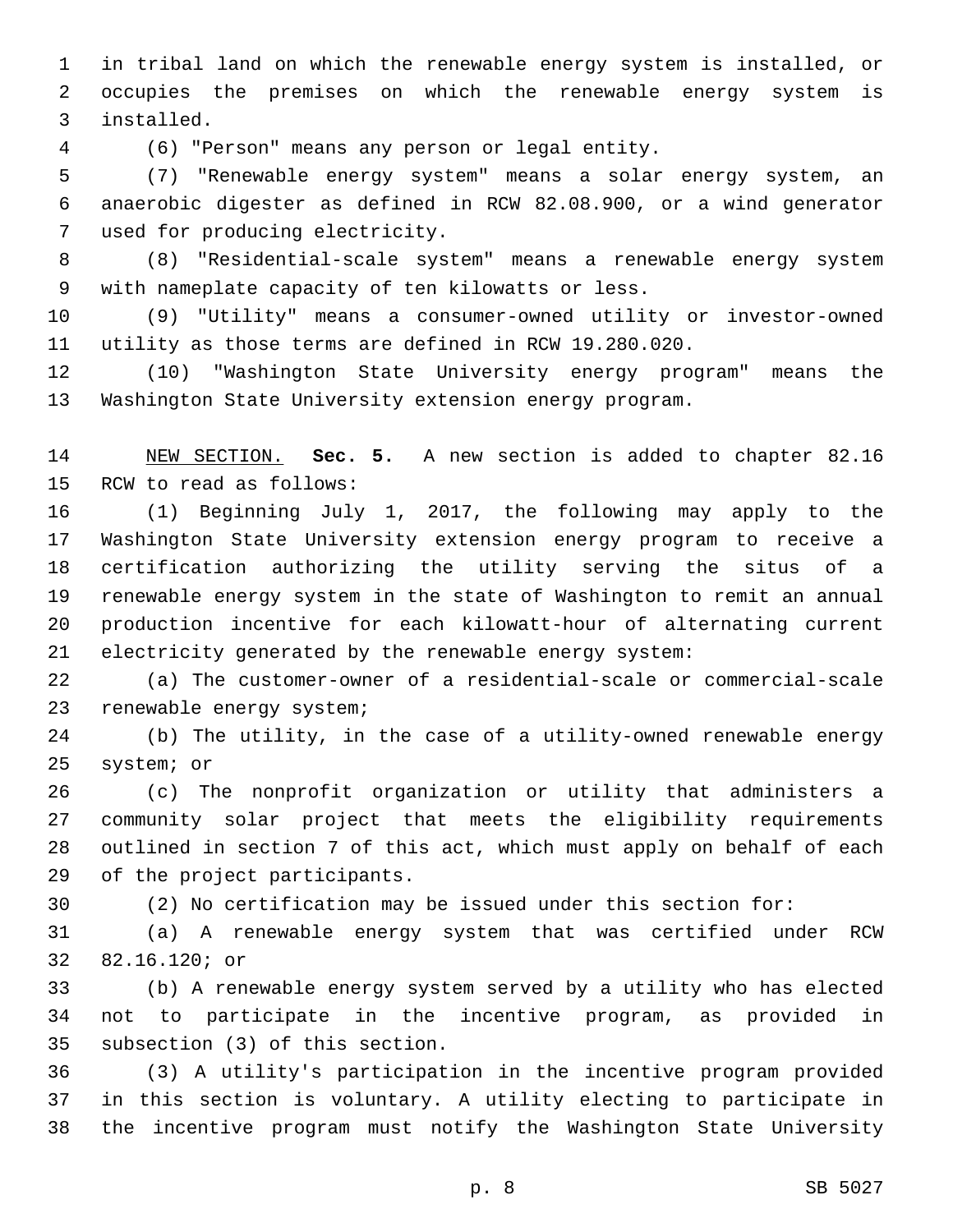in tribal land on which the renewable energy system is installed, or occupies the premises on which the renewable energy system is installed.

(6) "Person" means any person or legal entity.

(7) "Renewable energy system" means a solar energy system, an anaerobic digester as defined in RCW 82.08.900, or a wind generator used for producing electricity.

(8) "Residential-scale system" means a renewable energy system with nameplate capacity of ten kilowatts or less.

(9) "Utility" means a consumer-owned utility or investor-owned utility as those terms are defined in RCW 19.280.020.

(10) "Washington State University energy program" means the Washington State University extension energy program.

NEW SECTION. **Sec. 5.** A new section is added to chapter 82.16 RCW to read as follows:

(1) Beginning July 1, 2017, the following may apply to the Washington State University extension energy program to receive a certification authorizing the utility serving the situs of a renewable energy system in the state of Washington to remit an annual production incentive for each kilowatt-hour of alternating current electricity generated by the renewable energy system:

(a) The customer-owner of a residential-scale or commercial-scale renewable energy system;

(b) The utility, in the case of a utility-owned renewable energy system; or

(c) The nonprofit organization or utility that administers a community solar project that meets the eligibility requirements outlined in section 7 of this act, which must apply on behalf of each of the project participants.

(2) No certification may be issued under this section for:

(a) A renewable energy system that was certified under RCW 82.16.120; or

(b) A renewable energy system served by a utility who has elected not to participate in the incentive program, as provided in subsection (3) of this section.

(3) A utility's participation in the incentive program provided in this section is voluntary. A utility electing to participate in the incentive program must notify the Washington State University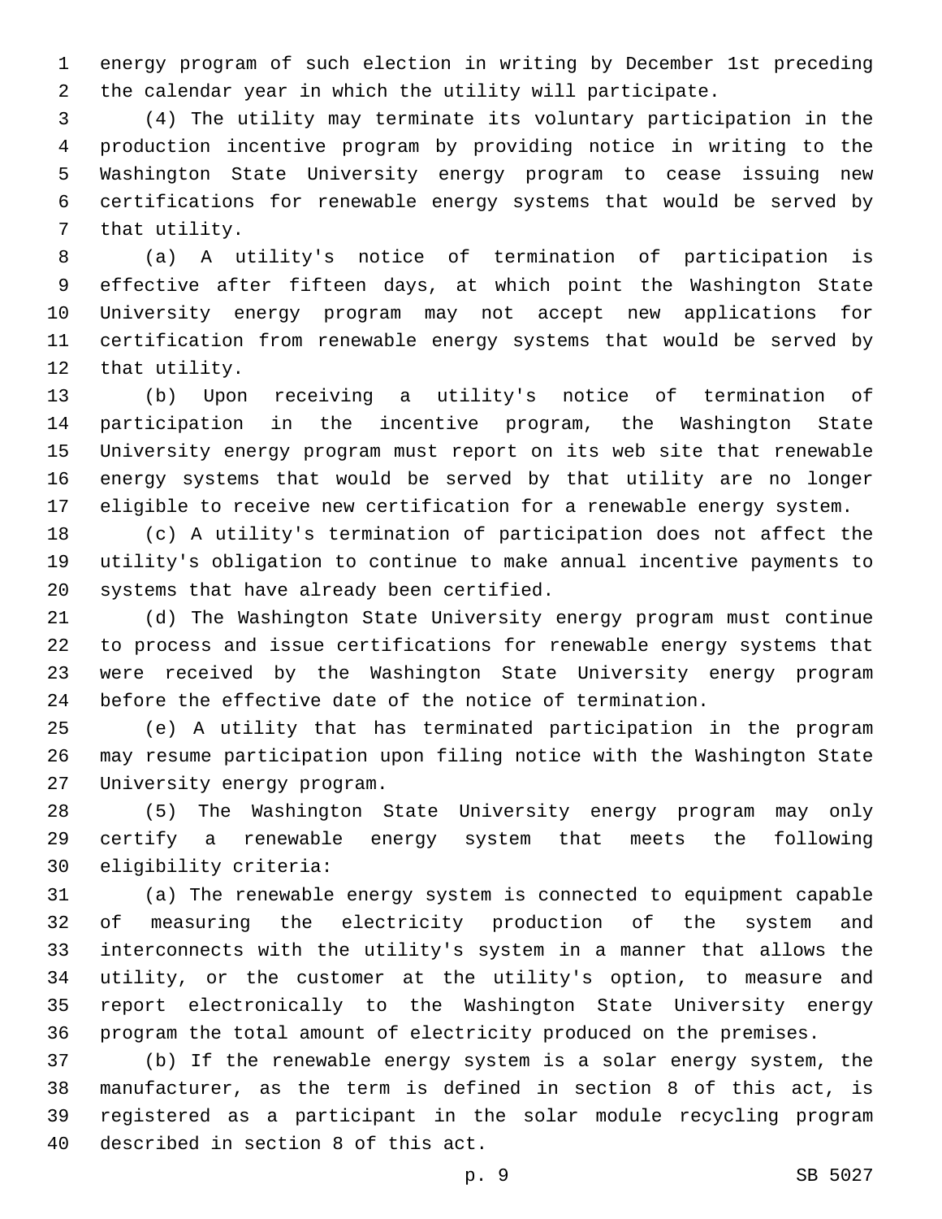energy program of such election in writing by December 1st preceding the calendar year in which the utility will participate.

(4) The utility may terminate its voluntary participation in the production incentive program by providing notice in writing to the Washington State University energy program to cease issuing new certifications for renewable energy systems that would be served by that utility.

(a) A utility's notice of termination of participation is effective after fifteen days, at which point the Washington State University energy program may not accept new applications for certification from renewable energy systems that would be served by that utility.

(b) Upon receiving a utility's notice of termination of participation in the incentive program, the Washington State University energy program must report on its web site that renewable energy systems that would be served by that utility are no longer eligible to receive new certification for a renewable energy system.

(c) A utility's termination of participation does not affect the utility's obligation to continue to make annual incentive payments to systems that have already been certified.

(d) The Washington State University energy program must continue to process and issue certifications for renewable energy systems that were received by the Washington State University energy program before the effective date of the notice of termination.

(e) A utility that has terminated participation in the program may resume participation upon filing notice with the Washington State University energy program.

(5) The Washington State University energy program may only certify a renewable energy system that meets the following eligibility criteria:

(a) The renewable energy system is connected to equipment capable of measuring the electricity production of the system and interconnects with the utility's system in a manner that allows the utility, or the customer at the utility's option, to measure and report electronically to the Washington State University energy program the total amount of electricity produced on the premises.

(b) If the renewable energy system is a solar energy system, the manufacturer, as the term is defined in section 8 of this act, is registered as a participant in the solar module recycling program described in section 8 of this act.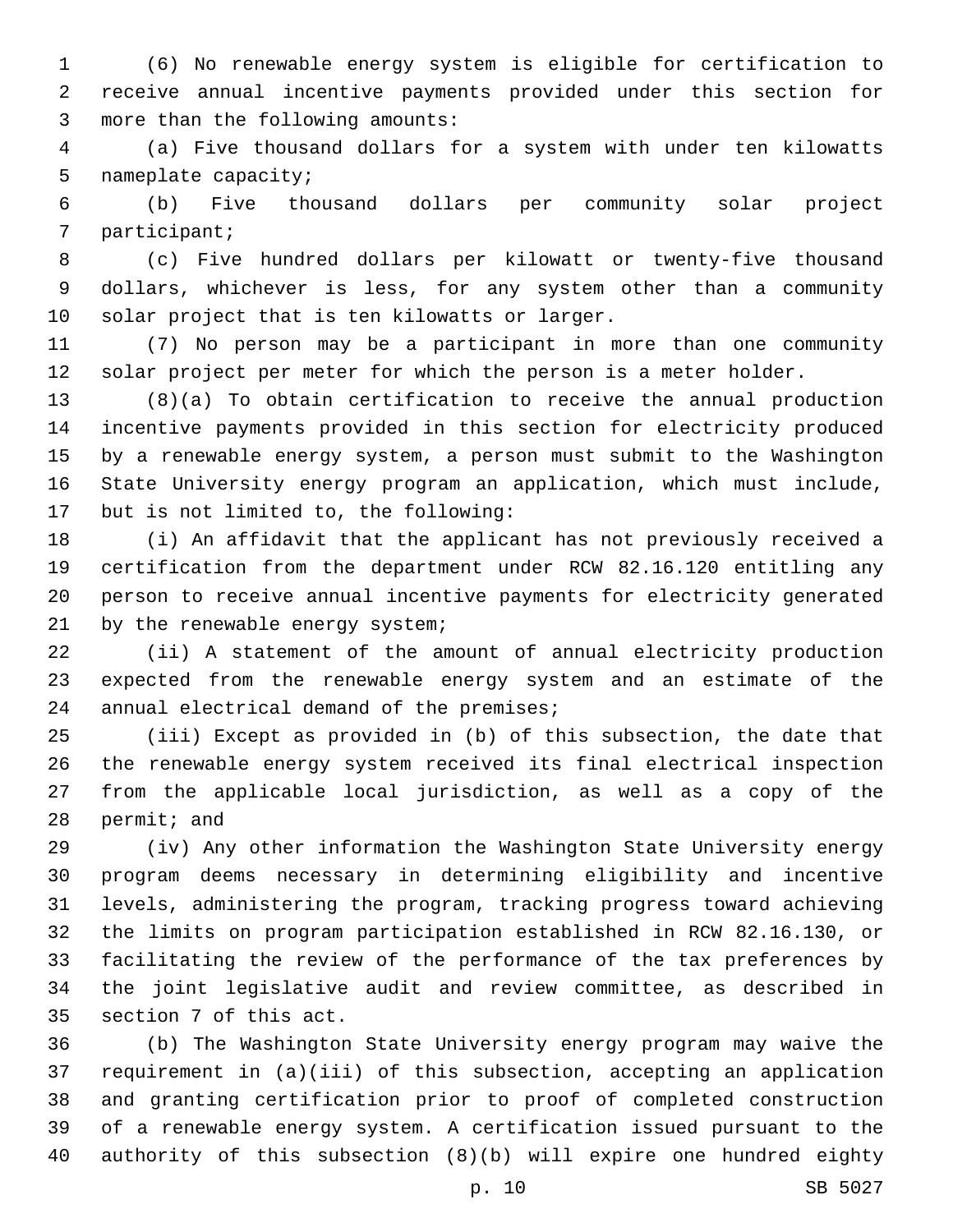(6) No renewable energy system is eligible for certification to receive annual incentive payments provided under this section for more than the following amounts:

(a) Five thousand dollars for a system with under ten kilowatts nameplate capacity;

(b) Five thousand dollars per community solar project participant;

(c) Five hundred dollars per kilowatt or twenty-five thousand dollars, whichever is less, for any system other than a community solar project that is ten kilowatts or larger.

(7) No person may be a participant in more than one community solar project per meter for which the person is a meter holder.

(8)(a) To obtain certification to receive the annual production incentive payments provided in this section for electricity produced by a renewable energy system, a person must submit to the Washington State University energy program an application, which must include, but is not limited to, the following:

(i) An affidavit that the applicant has not previously received a certification from the department under RCW 82.16.120 entitling any person to receive annual incentive payments for electricity generated by the renewable energy system;

(ii) A statement of the amount of annual electricity production expected from the renewable energy system and an estimate of the annual electrical demand of the premises;

(iii) Except as provided in (b) of this subsection, the date that the renewable energy system received its final electrical inspection from the applicable local jurisdiction, as well as a copy of the permit; and

(iv) Any other information the Washington State University energy program deems necessary in determining eligibility and incentive levels, administering the program, tracking progress toward achieving the limits on program participation established in RCW 82.16.130, or facilitating the review of the performance of the tax preferences by the joint legislative audit and review committee, as described in section 7 of this act.

(b) The Washington State University energy program may waive the requirement in (a)(iii) of this subsection, accepting an application and granting certification prior to proof of completed construction of a renewable energy system. A certification issued pursuant to the authority of this subsection (8)(b) will expire one hundred eighty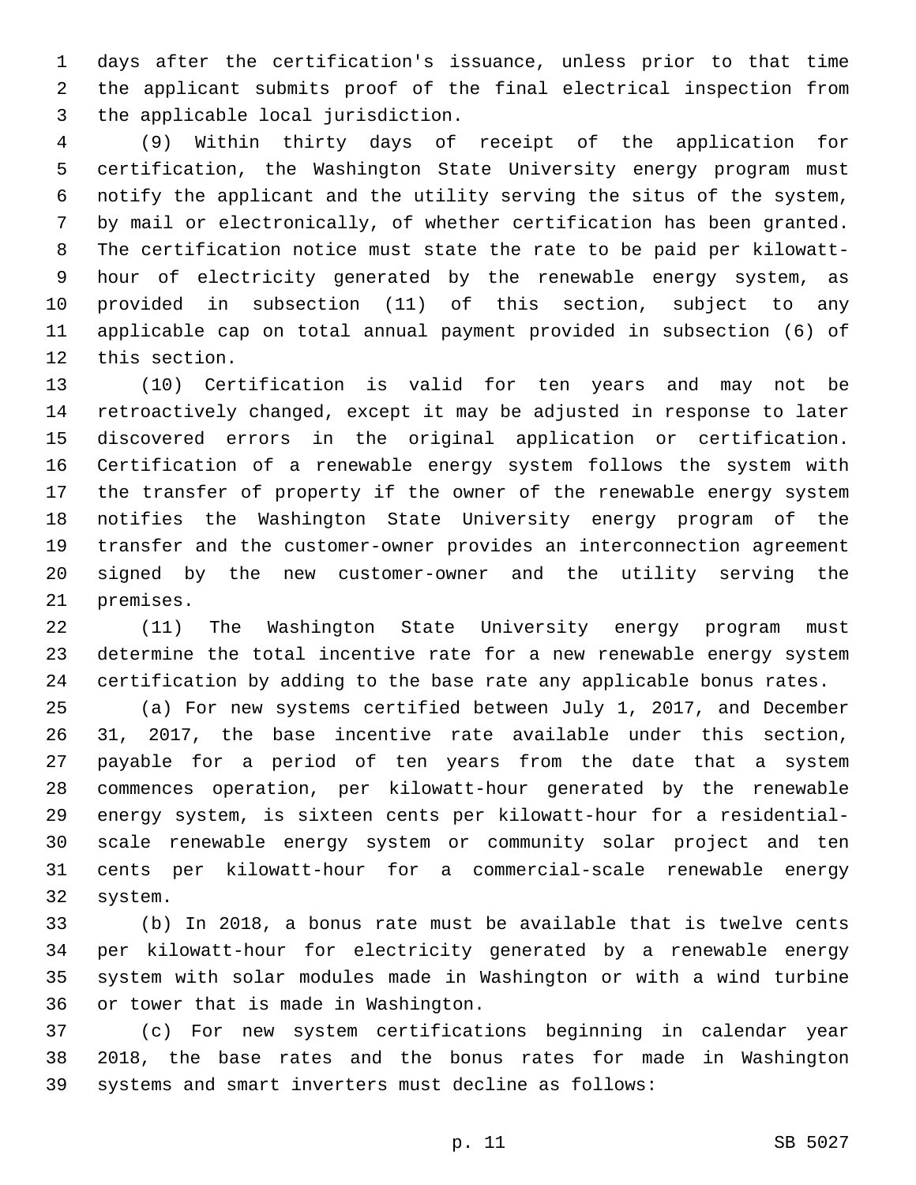days after the certification's issuance, unless prior to that time the applicant submits proof of the final electrical inspection from the applicable local jurisdiction.

(9) Within thirty days of receipt of the application for certification, the Washington State University energy program must notify the applicant and the utility serving the situs of the system, by mail or electronically, of whether certification has been granted. The certification notice must state the rate to be paid per kilowatt-hour of electricity generated by the renewable energy system, as provided in subsection (11) of this section, subject to any applicable cap on total annual payment provided in subsection (6) of this section.

(10) Certification is valid for ten years and may not be retroactively changed, except it may be adjusted in response to later discovered errors in the original application or certification. Certification of a renewable energy system follows the system with the transfer of property if the owner of the renewable energy system notifies the Washington State University energy program of the transfer and the customer-owner provides an interconnection agreement signed by the new customer-owner and the utility serving the premises.

(11) The Washington State University energy program must determine the total incentive rate for a new renewable energy system certification by adding to the base rate any applicable bonus rates.

(a) For new systems certified between July 1, 2017, and December 31, 2017, the base incentive rate available under this section, payable for a period of ten years from the date that a system commences operation, per kilowatt-hour generated by the renewable energy system, is sixteen cents per kilowatt-hour for a residential-scale renewable energy system or community solar project and ten cents per kilowatt-hour for a commercial-scale renewable energy system.

(b) In 2018, a bonus rate must be available that is twelve cents per kilowatt-hour for electricity generated by a renewable energy system with solar modules made in Washington or with a wind turbine or tower that is made in Washington.

(c) For new system certifications beginning in calendar year 2018, the base rates and the bonus rates for made in Washington systems and smart inverters must decline as follows: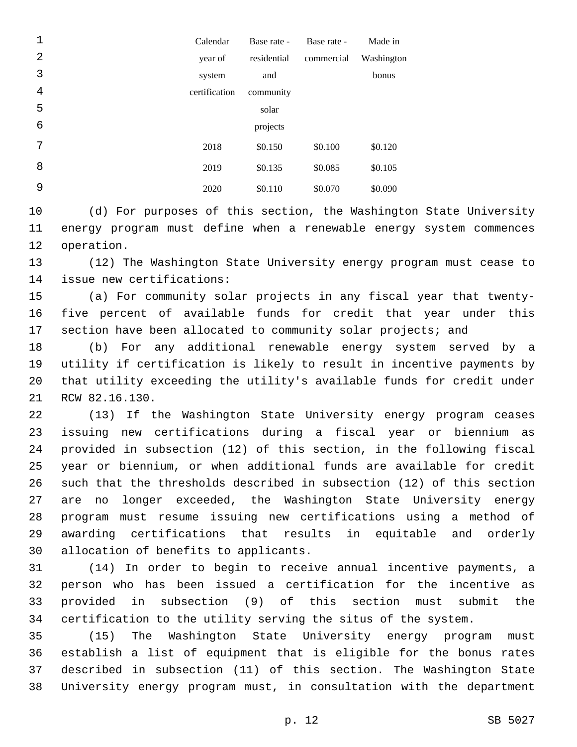| Calendar year of system certification | Base rate - residential and community solar projects | Base rate - commercial | Made in Washington bonus |
|---|---|---|---|
| 2018 | $0.150 | $0.100 | $0.120 |
| 2019 | $0.135 | $0.085 | $0.105 |
| 2020 | $0.110 | $0.070 | $0.090 |

(d) For purposes of this section, the Washington State University energy program must define when a renewable energy system commences operation.

(12) The Washington State University energy program must cease to issue new certifications:

(a) For community solar projects in any fiscal year that twenty-five percent of available funds for credit that year under this section have been allocated to community solar projects; and

(b) For any additional renewable energy system served by a utility if certification is likely to result in incentive payments by that utility exceeding the utility's available funds for credit under RCW 82.16.130.

(13) If the Washington State University energy program ceases issuing new certifications during a fiscal year or biennium as provided in subsection (12) of this section, in the following fiscal year or biennium, or when additional funds are available for credit such that the thresholds described in subsection (12) of this section are no longer exceeded, the Washington State University energy program must resume issuing new certifications using a method of awarding certifications that results in equitable and orderly allocation of benefits to applicants.

(14) In order to begin to receive annual incentive payments, a person who has been issued a certification for the incentive as provided in subsection (9) of this section must submit the certification to the utility serving the situs of the system.

(15) The Washington State University energy program must establish a list of equipment that is eligible for the bonus rates described in subsection (11) of this section. The Washington State University energy program must, in consultation with the department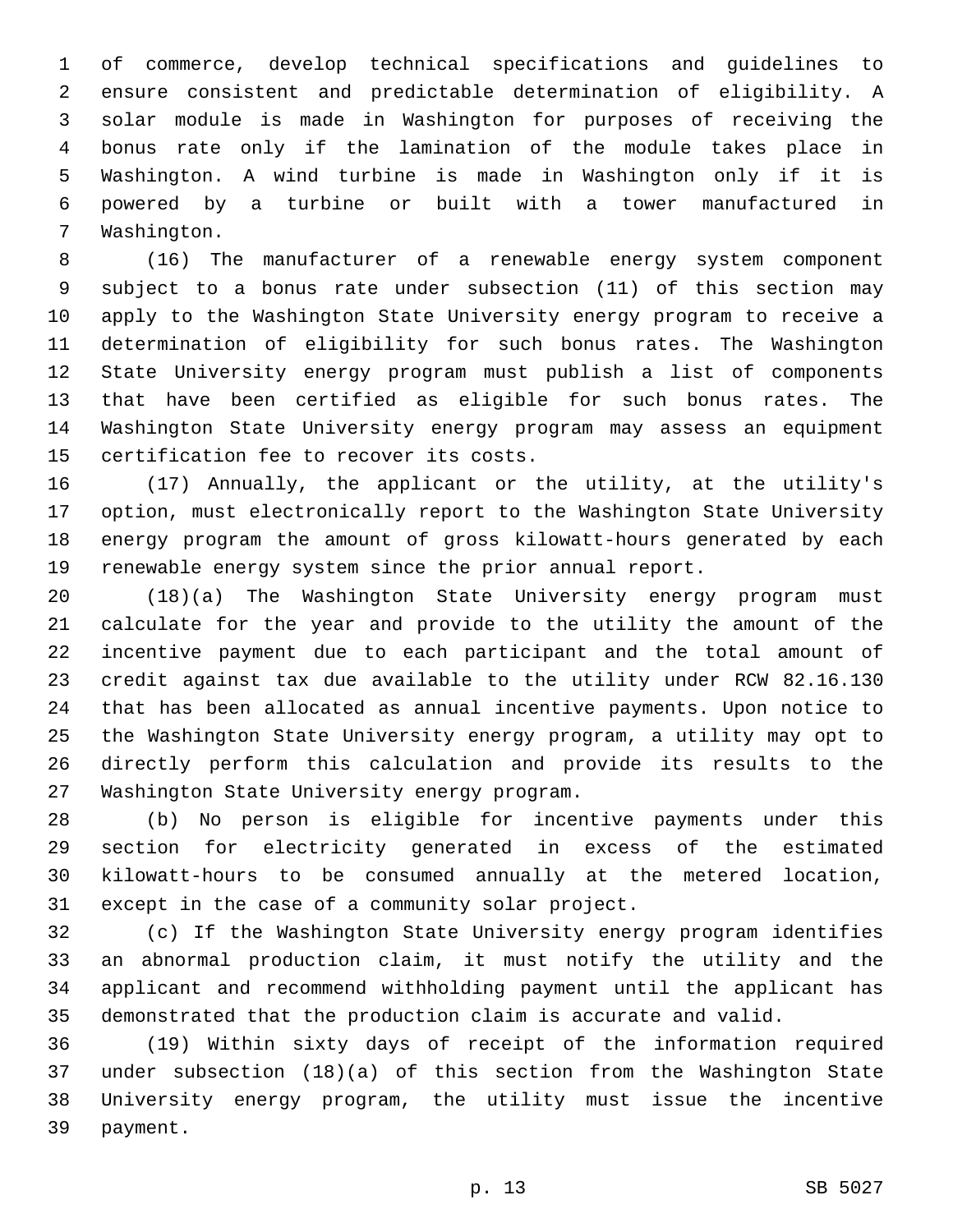of commerce, develop technical specifications and guidelines to ensure consistent and predictable determination of eligibility. A solar module is made in Washington for purposes of receiving the bonus rate only if the lamination of the module takes place in Washington. A wind turbine is made in Washington only if it is powered by a turbine or built with a tower manufactured in Washington.

(16) The manufacturer of a renewable energy system component subject to a bonus rate under subsection (11) of this section may apply to the Washington State University energy program to receive a determination of eligibility for such bonus rates. The Washington State University energy program must publish a list of components that have been certified as eligible for such bonus rates. The Washington State University energy program may assess an equipment certification fee to recover its costs.

(17) Annually, the applicant or the utility, at the utility's option, must electronically report to the Washington State University energy program the amount of gross kilowatt-hours generated by each renewable energy system since the prior annual report.

(18)(a) The Washington State University energy program must calculate for the year and provide to the utility the amount of the incentive payment due to each participant and the total amount of credit against tax due available to the utility under RCW 82.16.130 that has been allocated as annual incentive payments. Upon notice to the Washington State University energy program, a utility may opt to directly perform this calculation and provide its results to the Washington State University energy program.

(b) No person is eligible for incentive payments under this section for electricity generated in excess of the estimated kilowatt-hours to be consumed annually at the metered location, except in the case of a community solar project.

(c) If the Washington State University energy program identifies an abnormal production claim, it must notify the utility and the applicant and recommend withholding payment until the applicant has demonstrated that the production claim is accurate and valid.

(19) Within sixty days of receipt of the information required under subsection (18)(a) of this section from the Washington State University energy program, the utility must issue the incentive payment.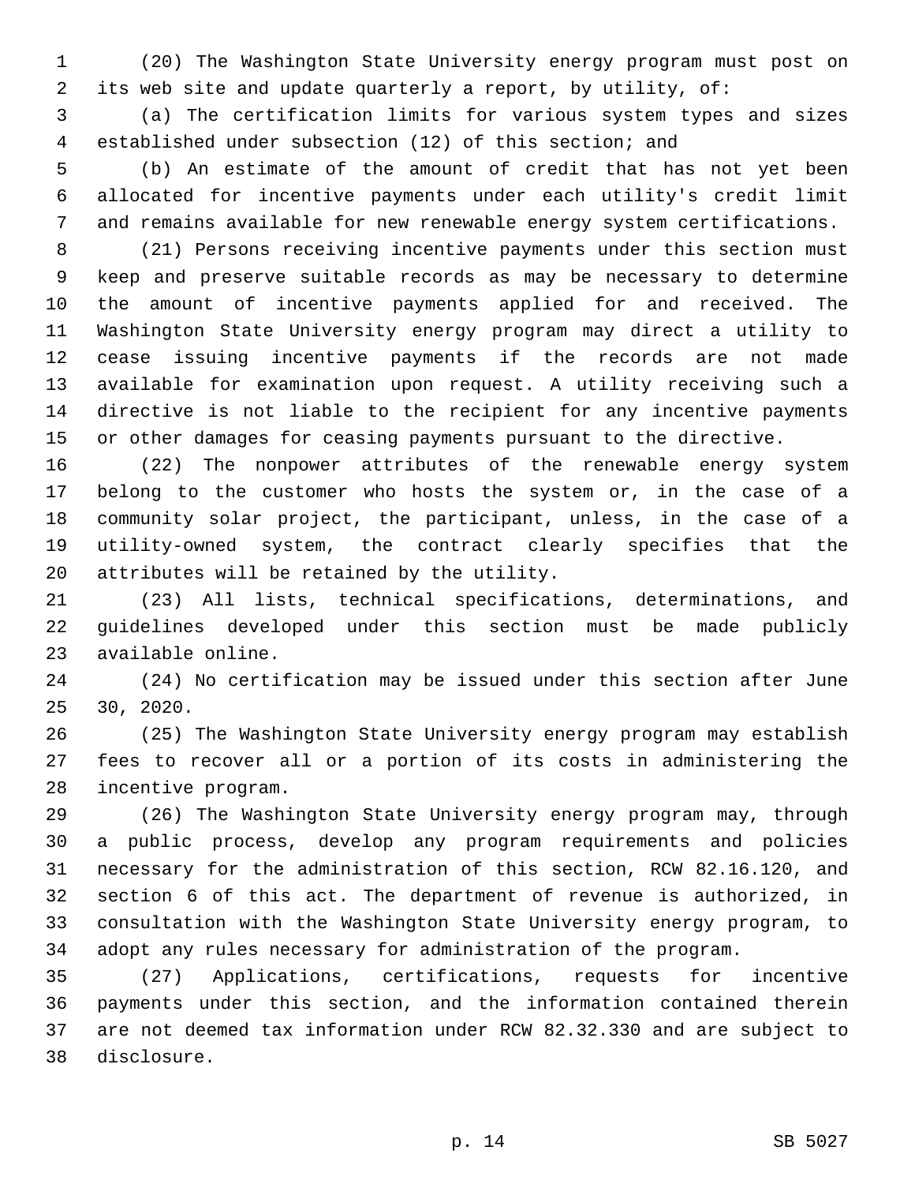(20) The Washington State University energy program must post on its web site and update quarterly a report, by utility, of:

(a) The certification limits for various system types and sizes established under subsection (12) of this section; and

(b) An estimate of the amount of credit that has not yet been allocated for incentive payments under each utility's credit limit and remains available for new renewable energy system certifications.

(21) Persons receiving incentive payments under this section must keep and preserve suitable records as may be necessary to determine the amount of incentive payments applied for and received. The Washington State University energy program may direct a utility to cease issuing incentive payments if the records are not made available for examination upon request. A utility receiving such a directive is not liable to the recipient for any incentive payments or other damages for ceasing payments pursuant to the directive.

(22) The nonpower attributes of the renewable energy system belong to the customer who hosts the system or, in the case of a community solar project, the participant, unless, in the case of a utility-owned system, the contract clearly specifies that the attributes will be retained by the utility.

(23) All lists, technical specifications, determinations, and guidelines developed under this section must be made publicly available online.

(24) No certification may be issued under this section after June 30, 2020.

(25) The Washington State University energy program may establish fees to recover all or a portion of its costs in administering the incentive program.

(26) The Washington State University energy program may, through a public process, develop any program requirements and policies necessary for the administration of this section, RCW 82.16.120, and section 6 of this act. The department of revenue is authorized, in consultation with the Washington State University energy program, to adopt any rules necessary for administration of the program.

(27) Applications, certifications, requests for incentive payments under this section, and the information contained therein are not deemed tax information under RCW 82.32.330 and are subject to disclosure.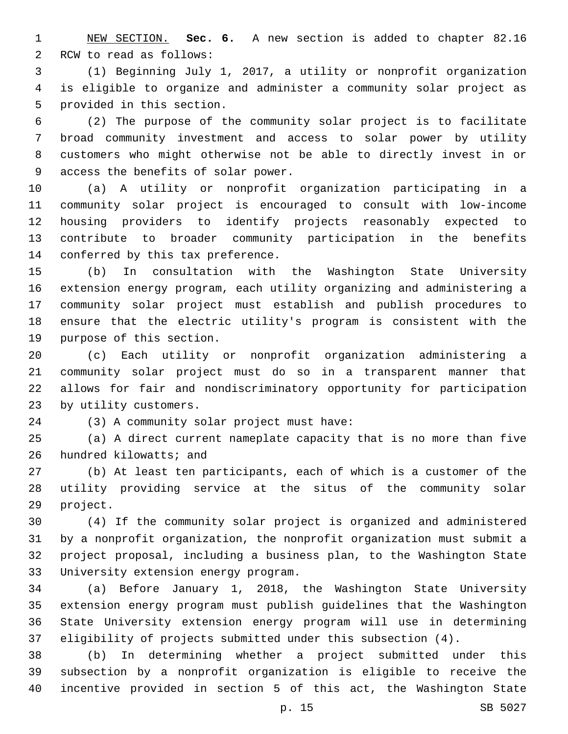NEW SECTION. **Sec. 6.** A new section is added to chapter 82.16 RCW to read as follows:

(1) Beginning July 1, 2017, a utility or nonprofit organization is eligible to organize and administer a community solar project as provided in this section.

(2) The purpose of the community solar project is to facilitate broad community investment and access to solar power by utility customers who might otherwise not be able to directly invest in or access the benefits of solar power.

(a) A utility or nonprofit organization participating in a community solar project is encouraged to consult with low-income housing providers to identify projects reasonably expected to contribute to broader community participation in the benefits conferred by this tax preference.

(b) In consultation with the Washington State University extension energy program, each utility organizing and administering a community solar project must establish and publish procedures to ensure that the electric utility's program is consistent with the purpose of this section.

(c) Each utility or nonprofit organization administering a community solar project must do so in a transparent manner that allows for fair and nondiscriminatory opportunity for participation by utility customers.

(3) A community solar project must have:

(a) A direct current nameplate capacity that is no more than five hundred kilowatts; and

(b) At least ten participants, each of which is a customer of the utility providing service at the situs of the community solar project.

(4) If the community solar project is organized and administered by a nonprofit organization, the nonprofit organization must submit a project proposal, including a business plan, to the Washington State University extension energy program.

(a) Before January 1, 2018, the Washington State University extension energy program must publish guidelines that the Washington State University extension energy program will use in determining eligibility of projects submitted under this subsection (4).

(b) In determining whether a project submitted under this subsection by a nonprofit organization is eligible to receive the incentive provided in section 5 of this act, the Washington State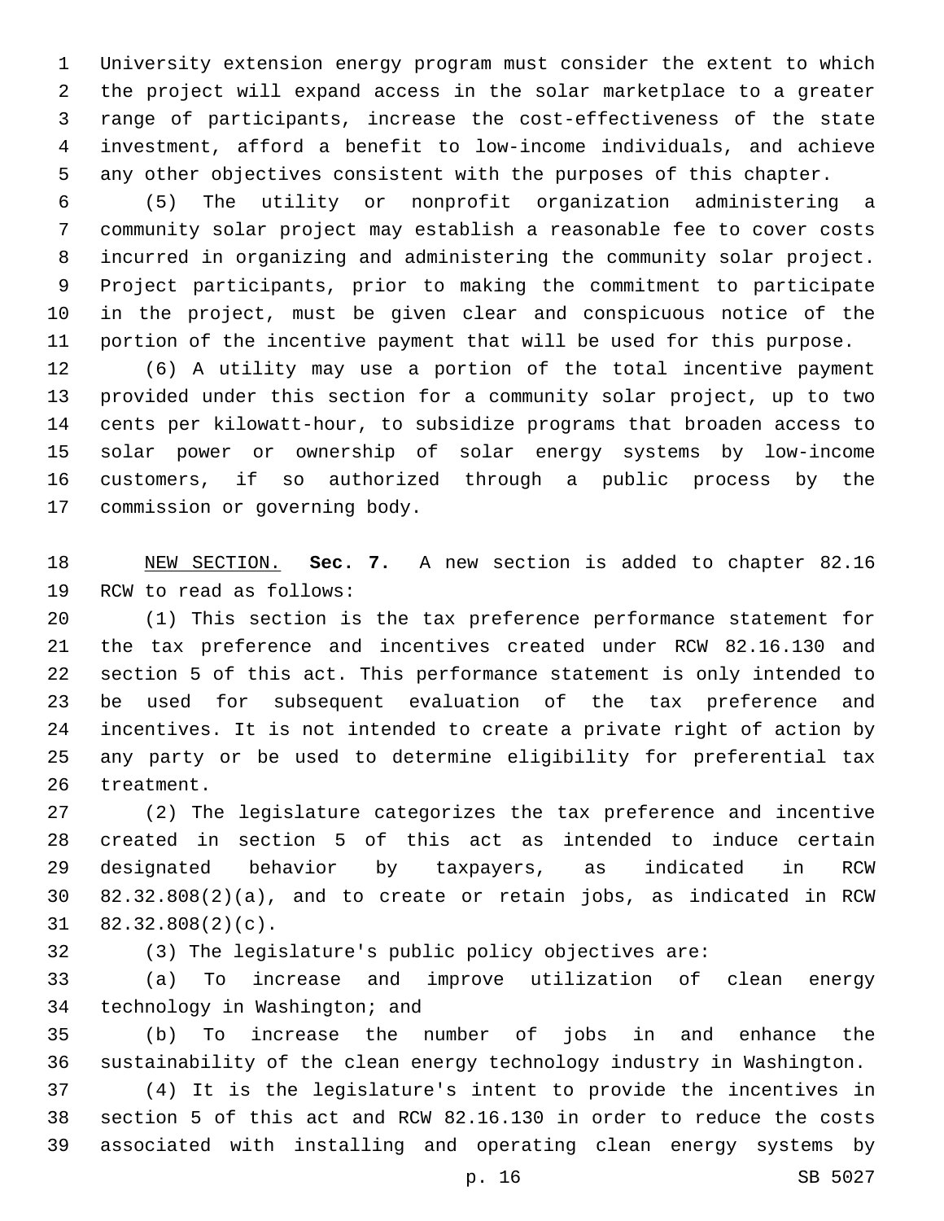University extension energy program must consider the extent to which the project will expand access in the solar marketplace to a greater range of participants, increase the cost-effectiveness of the state investment, afford a benefit to low-income individuals, and achieve any other objectives consistent with the purposes of this chapter.

(5) The utility or nonprofit organization administering a community solar project may establish a reasonable fee to cover costs incurred in organizing and administering the community solar project. Project participants, prior to making the commitment to participate in the project, must be given clear and conspicuous notice of the portion of the incentive payment that will be used for this purpose.

(6) A utility may use a portion of the total incentive payment provided under this section for a community solar project, up to two cents per kilowatt-hour, to subsidize programs that broaden access to solar power or ownership of solar energy systems by low-income customers, if so authorized through a public process by the commission or governing body.

NEW SECTION. **Sec. 7.** A new section is added to chapter 82.16 RCW to read as follows:

(1) This section is the tax preference performance statement for the tax preference and incentives created under RCW 82.16.130 and section 5 of this act. This performance statement is only intended to be used for subsequent evaluation of the tax preference and incentives. It is not intended to create a private right of action by any party or be used to determine eligibility for preferential tax treatment.

(2) The legislature categorizes the tax preference and incentive created in section 5 of this act as intended to induce certain designated behavior by taxpayers, as indicated in RCW 82.32.808(2)(a), and to create or retain jobs, as indicated in RCW 82.32.808(2)(c).

(3) The legislature's public policy objectives are:

(a) To increase and improve utilization of clean energy technology in Washington; and

(b) To increase the number of jobs in and enhance the sustainability of the clean energy technology industry in Washington.

(4) It is the legislature's intent to provide the incentives in section 5 of this act and RCW 82.16.130 in order to reduce the costs associated with installing and operating clean energy systems by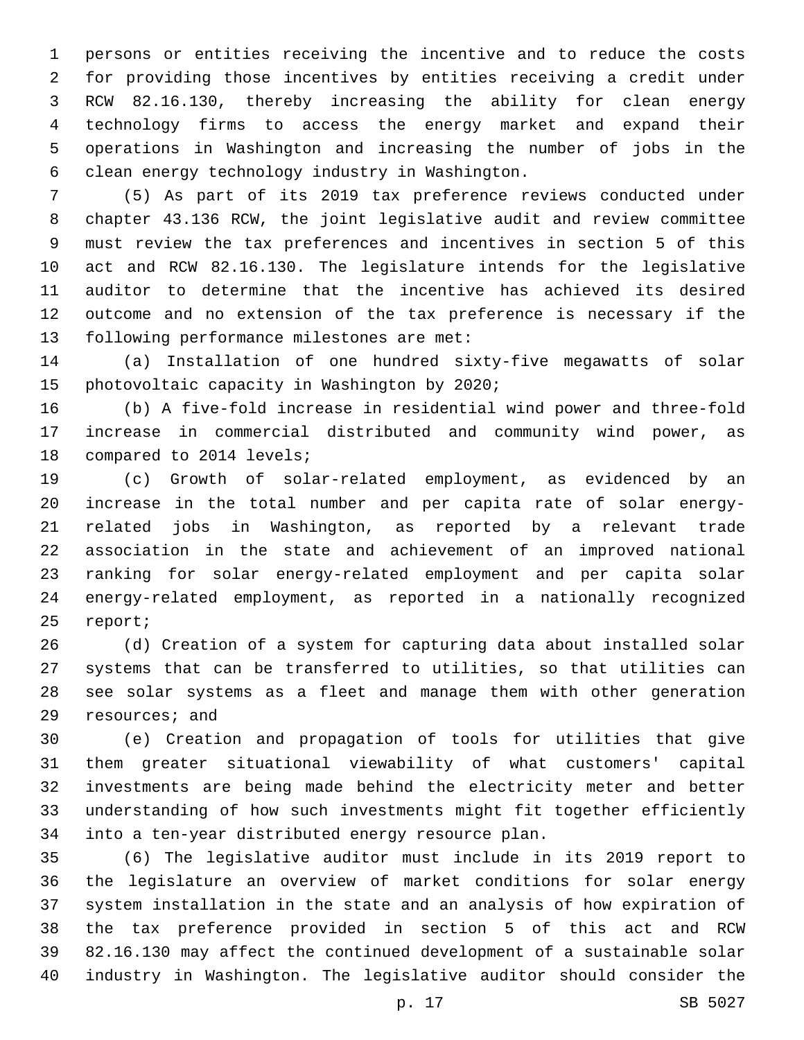persons or entities receiving the incentive and to reduce the costs for providing those incentives by entities receiving a credit under RCW 82.16.130, thereby increasing the ability for clean energy technology firms to access the energy market and expand their operations in Washington and increasing the number of jobs in the clean energy technology industry in Washington.

(5) As part of its 2019 tax preference reviews conducted under chapter 43.136 RCW, the joint legislative audit and review committee must review the tax preferences and incentives in section 5 of this act and RCW 82.16.130. The legislature intends for the legislative auditor to determine that the incentive has achieved its desired outcome and no extension of the tax preference is necessary if the following performance milestones are met:

(a) Installation of one hundred sixty-five megawatts of solar photovoltaic capacity in Washington by 2020;

(b) A five-fold increase in residential wind power and three-fold increase in commercial distributed and community wind power, as compared to 2014 levels;

(c) Growth of solar-related employment, as evidenced by an increase in the total number and per capita rate of solar energy-related jobs in Washington, as reported by a relevant trade association in the state and achievement of an improved national ranking for solar energy-related employment and per capita solar energy-related employment, as reported in a nationally recognized report;

(d) Creation of a system for capturing data about installed solar systems that can be transferred to utilities, so that utilities can see solar systems as a fleet and manage them with other generation resources; and

(e) Creation and propagation of tools for utilities that give them greater situational viewability of what customers' capital investments are being made behind the electricity meter and better understanding of how such investments might fit together efficiently into a ten-year distributed energy resource plan.

(6) The legislative auditor must include in its 2019 report to the legislature an overview of market conditions for solar energy system installation in the state and an analysis of how expiration of the tax preference provided in section 5 of this act and RCW 82.16.130 may affect the continued development of a sustainable solar industry in Washington. The legislative auditor should consider the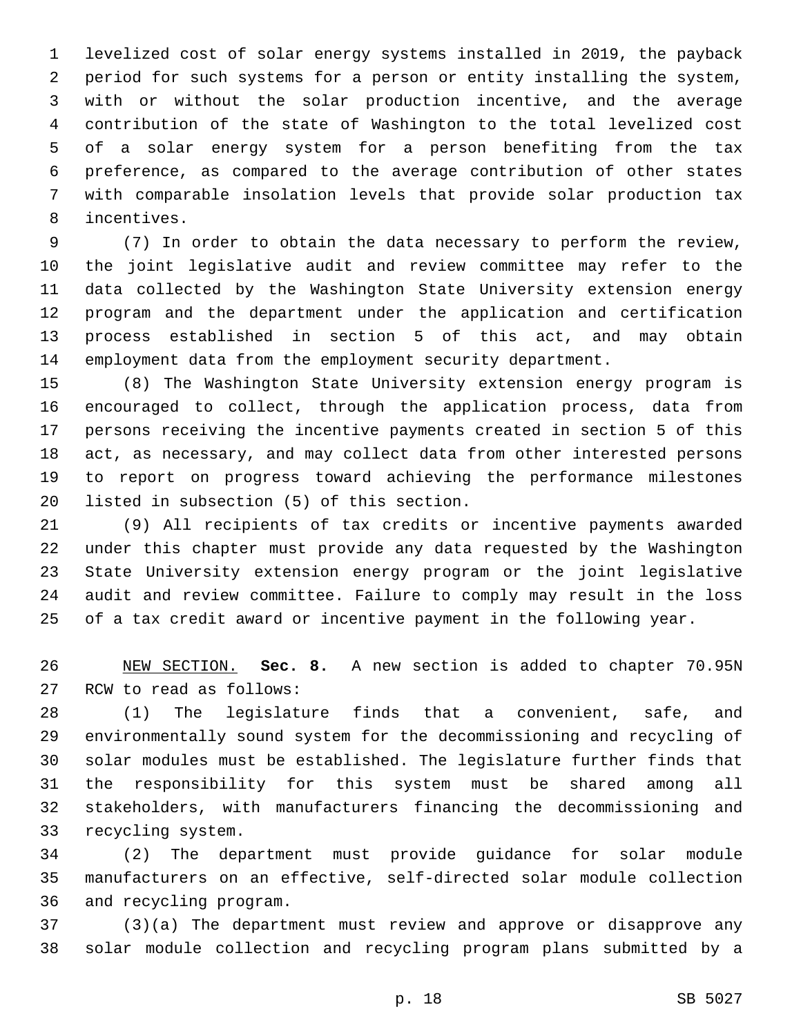levelized cost of solar energy systems installed in 2019, the payback period for such systems for a person or entity installing the system, with or without the solar production incentive, and the average contribution of the state of Washington to the total levelized cost of a solar energy system for a person benefiting from the tax preference, as compared to the average contribution of other states with comparable insolation levels that provide solar production tax incentives.

(7) In order to obtain the data necessary to perform the review, the joint legislative audit and review committee may refer to the data collected by the Washington State University extension energy program and the department under the application and certification process established in section 5 of this act, and may obtain employment data from the employment security department.

(8) The Washington State University extension energy program is encouraged to collect, through the application process, data from persons receiving the incentive payments created in section 5 of this act, as necessary, and may collect data from other interested persons to report on progress toward achieving the performance milestones listed in subsection (5) of this section.

(9) All recipients of tax credits or incentive payments awarded under this chapter must provide any data requested by the Washington State University extension energy program or the joint legislative audit and review committee. Failure to comply may result in the loss of a tax credit award or incentive payment in the following year.

NEW SECTION. **Sec. 8.** A new section is added to chapter 70.95N RCW to read as follows:

(1) The legislature finds that a convenient, safe, and environmentally sound system for the decommissioning and recycling of solar modules must be established. The legislature further finds that the responsibility for this system must be shared among all stakeholders, with manufacturers financing the decommissioning and recycling system.

(2) The department must provide guidance for solar module manufacturers on an effective, self-directed solar module collection and recycling program.

(3)(a) The department must review and approve or disapprove any solar module collection and recycling program plans submitted by a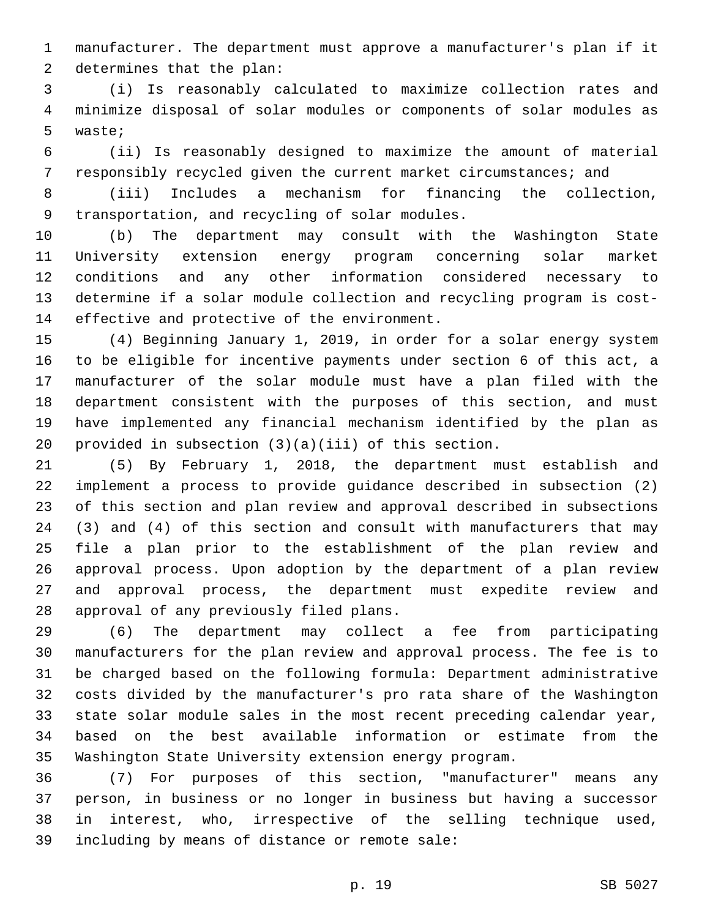manufacturer. The department must approve a manufacturer's plan if it determines that the plan:

(i) Is reasonably calculated to maximize collection rates and minimize disposal of solar modules or components of solar modules as waste;

(ii) Is reasonably designed to maximize the amount of material responsibly recycled given the current market circumstances; and

(iii) Includes a mechanism for financing the collection, transportation, and recycling of solar modules.

(b) The department may consult with the Washington State University extension energy program concerning solar market conditions and any other information considered necessary to determine if a solar module collection and recycling program is cost-effective and protective of the environment.

(4) Beginning January 1, 2019, in order for a solar energy system to be eligible for incentive payments under section 6 of this act, a manufacturer of the solar module must have a plan filed with the department consistent with the purposes of this section, and must have implemented any financial mechanism identified by the plan as provided in subsection (3)(a)(iii) of this section.

(5) By February 1, 2018, the department must establish and implement a process to provide guidance described in subsection (2) of this section and plan review and approval described in subsections (3) and (4) of this section and consult with manufacturers that may file a plan prior to the establishment of the plan review and approval process. Upon adoption by the department of a plan review and approval process, the department must expedite review and approval of any previously filed plans.

(6) The department may collect a fee from participating manufacturers for the plan review and approval process. The fee is to be charged based on the following formula: Department administrative costs divided by the manufacturer's pro rata share of the Washington state solar module sales in the most recent preceding calendar year, based on the best available information or estimate from the Washington State University extension energy program.

(7) For purposes of this section, "manufacturer" means any person, in business or no longer in business but having a successor in interest, who, irrespective of the selling technique used, including by means of distance or remote sale: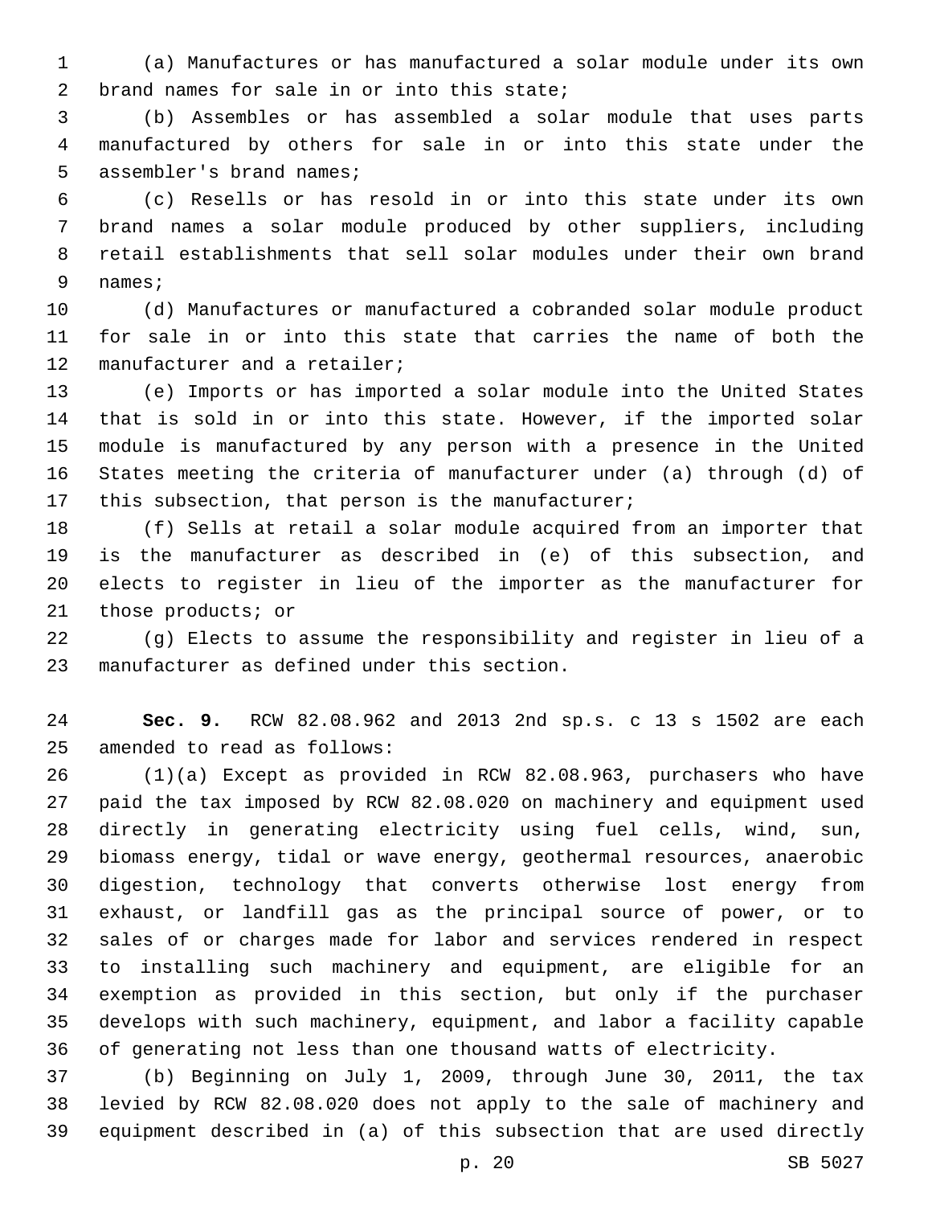(a) Manufactures or has manufactured a solar module under its own brand names for sale in or into this state;

(b) Assembles or has assembled a solar module that uses parts manufactured by others for sale in or into this state under the assembler's brand names;

(c) Resells or has resold in or into this state under its own brand names a solar module produced by other suppliers, including retail establishments that sell solar modules under their own brand names;

(d) Manufactures or manufactured a cobranded solar module product for sale in or into this state that carries the name of both the manufacturer and a retailer;

(e) Imports or has imported a solar module into the United States that is sold in or into this state. However, if the imported solar module is manufactured by any person with a presence in the United States meeting the criteria of manufacturer under (a) through (d) of this subsection, that person is the manufacturer;

(f) Sells at retail a solar module acquired from an importer that is the manufacturer as described in (e) of this subsection, and elects to register in lieu of the importer as the manufacturer for those products; or

(g) Elects to assume the responsibility and register in lieu of a manufacturer as defined under this section.

**Sec. 9.** RCW 82.08.962 and 2013 2nd sp.s. c 13 s 1502 are each amended to read as follows:

(1)(a) Except as provided in RCW 82.08.963, purchasers who have paid the tax imposed by RCW 82.08.020 on machinery and equipment used directly in generating electricity using fuel cells, wind, sun, biomass energy, tidal or wave energy, geothermal resources, anaerobic digestion, technology that converts otherwise lost energy from exhaust, or landfill gas as the principal source of power, or to sales of or charges made for labor and services rendered in respect to installing such machinery and equipment, are eligible for an exemption as provided in this section, but only if the purchaser develops with such machinery, equipment, and labor a facility capable of generating not less than one thousand watts of electricity.

(b) Beginning on July 1, 2009, through June 30, 2011, the tax levied by RCW 82.08.020 does not apply to the sale of machinery and equipment described in (a) of this subsection that are used directly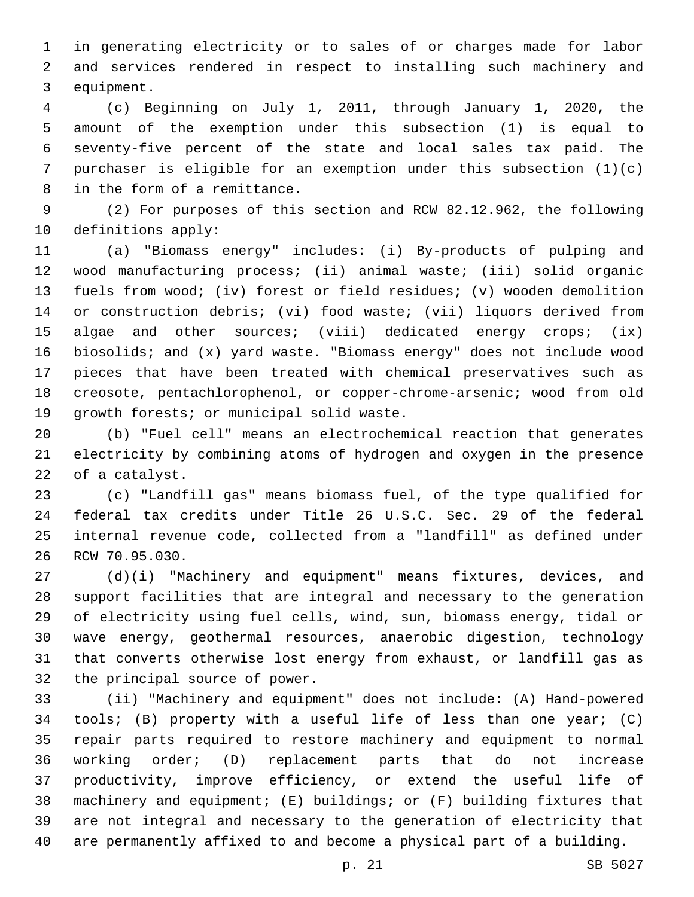in generating electricity or to sales of or charges made for labor and services rendered in respect to installing such machinery and equipment.

(c) Beginning on July 1, 2011, through January 1, 2020, the amount of the exemption under this subsection (1) is equal to seventy-five percent of the state and local sales tax paid. The purchaser is eligible for an exemption under this subsection (1)(c) in the form of a remittance.

(2) For purposes of this section and RCW 82.12.962, the following definitions apply:

(a) "Biomass energy" includes: (i) By-products of pulping and wood manufacturing process; (ii) animal waste; (iii) solid organic fuels from wood; (iv) forest or field residues; (v) wooden demolition or construction debris; (vi) food waste; (vii) liquors derived from algae and other sources; (viii) dedicated energy crops; (ix) biosolids; and (x) yard waste. "Biomass energy" does not include wood pieces that have been treated with chemical preservatives such as creosote, pentachlorophenol, or copper-chrome-arsenic; wood from old growth forests; or municipal solid waste.

(b) "Fuel cell" means an electrochemical reaction that generates electricity by combining atoms of hydrogen and oxygen in the presence of a catalyst.

(c) "Landfill gas" means biomass fuel, of the type qualified for federal tax credits under Title 26 U.S.C. Sec. 29 of the federal internal revenue code, collected from a "landfill" as defined under RCW 70.95.030.

(d)(i) "Machinery and equipment" means fixtures, devices, and support facilities that are integral and necessary to the generation of electricity using fuel cells, wind, sun, biomass energy, tidal or wave energy, geothermal resources, anaerobic digestion, technology that converts otherwise lost energy from exhaust, or landfill gas as the principal source of power.

(ii) "Machinery and equipment" does not include: (A) Hand-powered tools; (B) property with a useful life of less than one year; (C) repair parts required to restore machinery and equipment to normal working order; (D) replacement parts that do not increase productivity, improve efficiency, or extend the useful life of machinery and equipment; (E) buildings; or (F) building fixtures that are not integral and necessary to the generation of electricity that are permanently affixed to and become a physical part of a building.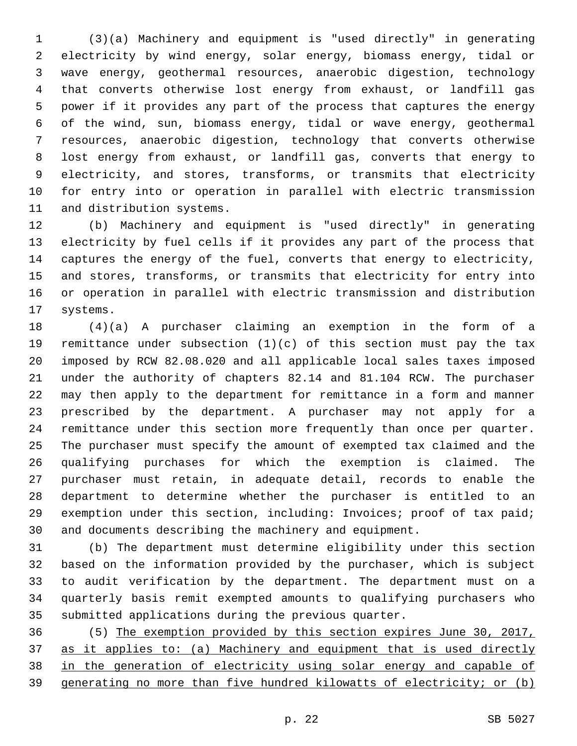(3)(a) Machinery and equipment is "used directly" in generating electricity by wind energy, solar energy, biomass energy, tidal or wave energy, geothermal resources, anaerobic digestion, technology that converts otherwise lost energy from exhaust, or landfill gas power if it provides any part of the process that captures the energy of the wind, sun, biomass energy, tidal or wave energy, geothermal resources, anaerobic digestion, technology that converts otherwise lost energy from exhaust, or landfill gas, converts that energy to electricity, and stores, transforms, or transmits that electricity for entry into or operation in parallel with electric transmission and distribution systems.

(b) Machinery and equipment is "used directly" in generating electricity by fuel cells if it provides any part of the process that captures the energy of the fuel, converts that energy to electricity, and stores, transforms, or transmits that electricity for entry into or operation in parallel with electric transmission and distribution systems.

(4)(a) A purchaser claiming an exemption in the form of a remittance under subsection (1)(c) of this section must pay the tax imposed by RCW 82.08.020 and all applicable local sales taxes imposed under the authority of chapters 82.14 and 81.104 RCW. The purchaser may then apply to the department for remittance in a form and manner prescribed by the department. A purchaser may not apply for a remittance under this section more frequently than once per quarter. The purchaser must specify the amount of exempted tax claimed and the qualifying purchases for which the exemption is claimed. The purchaser must retain, in adequate detail, records to enable the department to determine whether the purchaser is entitled to an exemption under this section, including: Invoices; proof of tax paid; and documents describing the machinery and equipment.

(b) The department must determine eligibility under this section based on the information provided by the purchaser, which is subject to audit verification by the department. The department must on a quarterly basis remit exempted amounts to qualifying purchasers who submitted applications during the previous quarter.

(5) <u>The exemption provided by this section expires June 30, 2017, as it applies to: (a) Machinery and equipment that is used directly in the generation of electricity using solar energy and capable of generating no more than five hundred kilowatts of electricity; or (b)</u>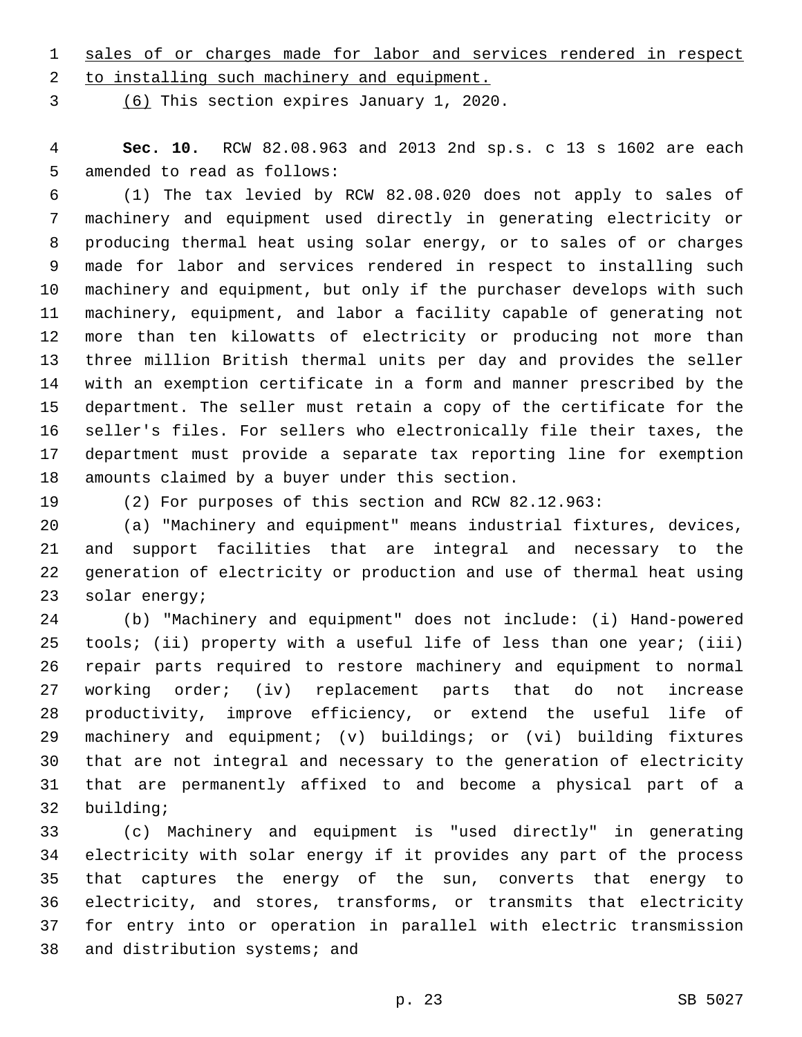sales of or charges made for labor and services rendered in respect to installing such machinery and equipment.

(6) This section expires January 1, 2020.

**Sec. 10.** RCW 82.08.963 and 2013 2nd sp.s. c 13 s 1602 are each amended to read as follows:

(1) The tax levied by RCW 82.08.020 does not apply to sales of machinery and equipment used directly in generating electricity or producing thermal heat using solar energy, or to sales of or charges made for labor and services rendered in respect to installing such machinery and equipment, but only if the purchaser develops with such machinery, equipment, and labor a facility capable of generating not more than ten kilowatts of electricity or producing not more than three million British thermal units per day and provides the seller with an exemption certificate in a form and manner prescribed by the department. The seller must retain a copy of the certificate for the seller's files. For sellers who electronically file their taxes, the department must provide a separate tax reporting line for exemption amounts claimed by a buyer under this section.

(2) For purposes of this section and RCW 82.12.963:

(a) "Machinery and equipment" means industrial fixtures, devices, and support facilities that are integral and necessary to the generation of electricity or production and use of thermal heat using solar energy;

(b) "Machinery and equipment" does not include: (i) Hand-powered tools; (ii) property with a useful life of less than one year; (iii) repair parts required to restore machinery and equipment to normal working order; (iv) replacement parts that do not increase productivity, improve efficiency, or extend the useful life of machinery and equipment; (v) buildings; or (vi) building fixtures that are not integral and necessary to the generation of electricity that are permanently affixed to and become a physical part of a building;

(c) Machinery and equipment is "used directly" in generating electricity with solar energy if it provides any part of the process that captures the energy of the sun, converts that energy to electricity, and stores, transforms, or transmits that electricity for entry into or operation in parallel with electric transmission and distribution systems; and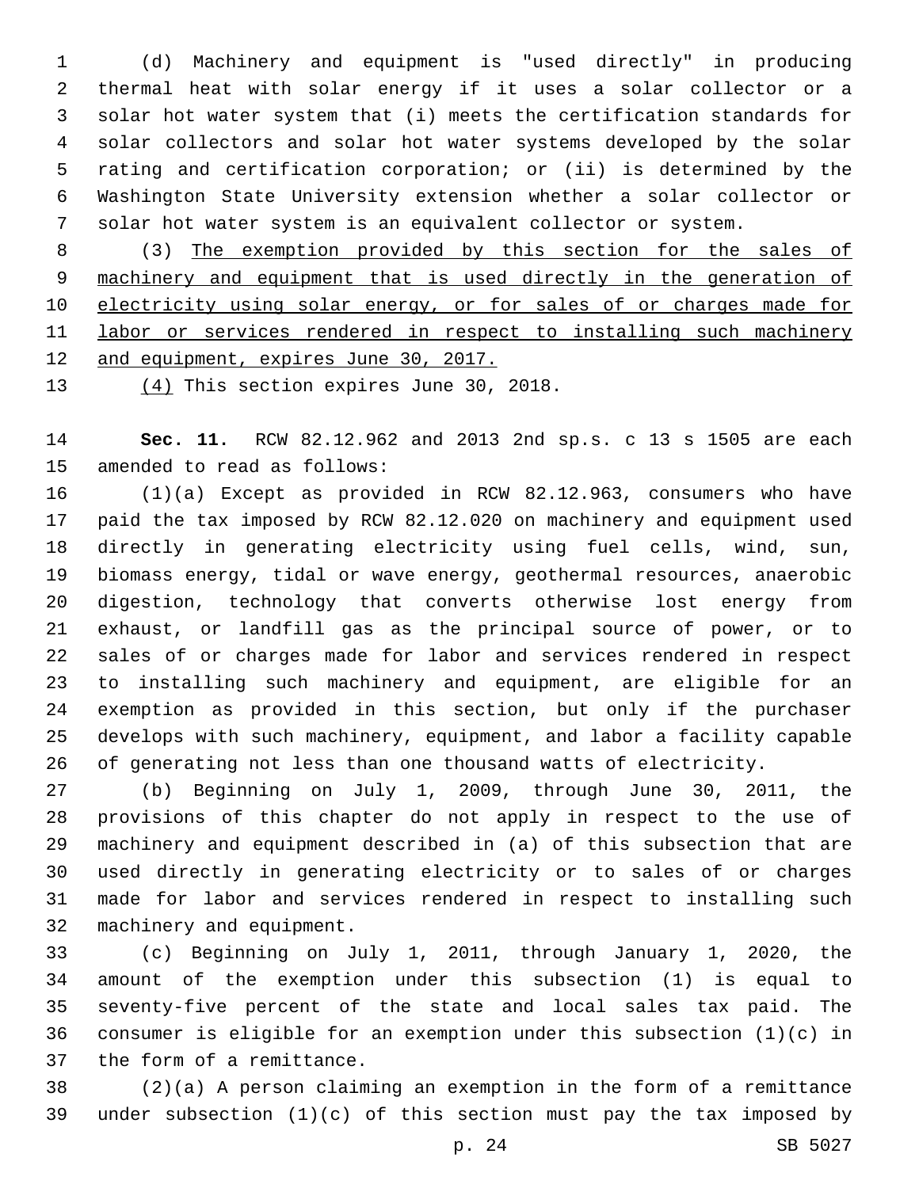(d) Machinery and equipment is "used directly" in producing thermal heat with solar energy if it uses a solar collector or a solar hot water system that (i) meets the certification standards for solar collectors and solar hot water systems developed by the solar rating and certification corporation; or (ii) is determined by the Washington State University extension whether a solar collector or solar hot water system is an equivalent collector or system.

(3) <u>The exemption provided by this section for the sales of machinery and equipment that is used directly in the generation of electricity using solar energy, or for sales of or charges made for labor or services rendered in respect to installing such machinery and equipment, expires June 30, 2017.</u>

<u>(4)</u> This section expires June 30, 2018.

**Sec. 11.** RCW 82.12.962 and 2013 2nd sp.s. c 13 s 1505 are each amended to read as follows:

(1)(a) Except as provided in RCW 82.12.963, consumers who have paid the tax imposed by RCW 82.12.020 on machinery and equipment used directly in generating electricity using fuel cells, wind, sun, biomass energy, tidal or wave energy, geothermal resources, anaerobic digestion, technology that converts otherwise lost energy from exhaust, or landfill gas as the principal source of power, or to sales of or charges made for labor and services rendered in respect to installing such machinery and equipment, are eligible for an exemption as provided in this section, but only if the purchaser develops with such machinery, equipment, and labor a facility capable of generating not less than one thousand watts of electricity.

(b) Beginning on July 1, 2009, through June 30, 2011, the provisions of this chapter do not apply in respect to the use of machinery and equipment described in (a) of this subsection that are used directly in generating electricity or to sales of or charges made for labor and services rendered in respect to installing such machinery and equipment.

(c) Beginning on July 1, 2011, through January 1, 2020, the amount of the exemption under this subsection (1) is equal to seventy-five percent of the state and local sales tax paid. The consumer is eligible for an exemption under this subsection (1)(c) in the form of a remittance.

(2)(a) A person claiming an exemption in the form of a remittance under subsection (1)(c) of this section must pay the tax imposed by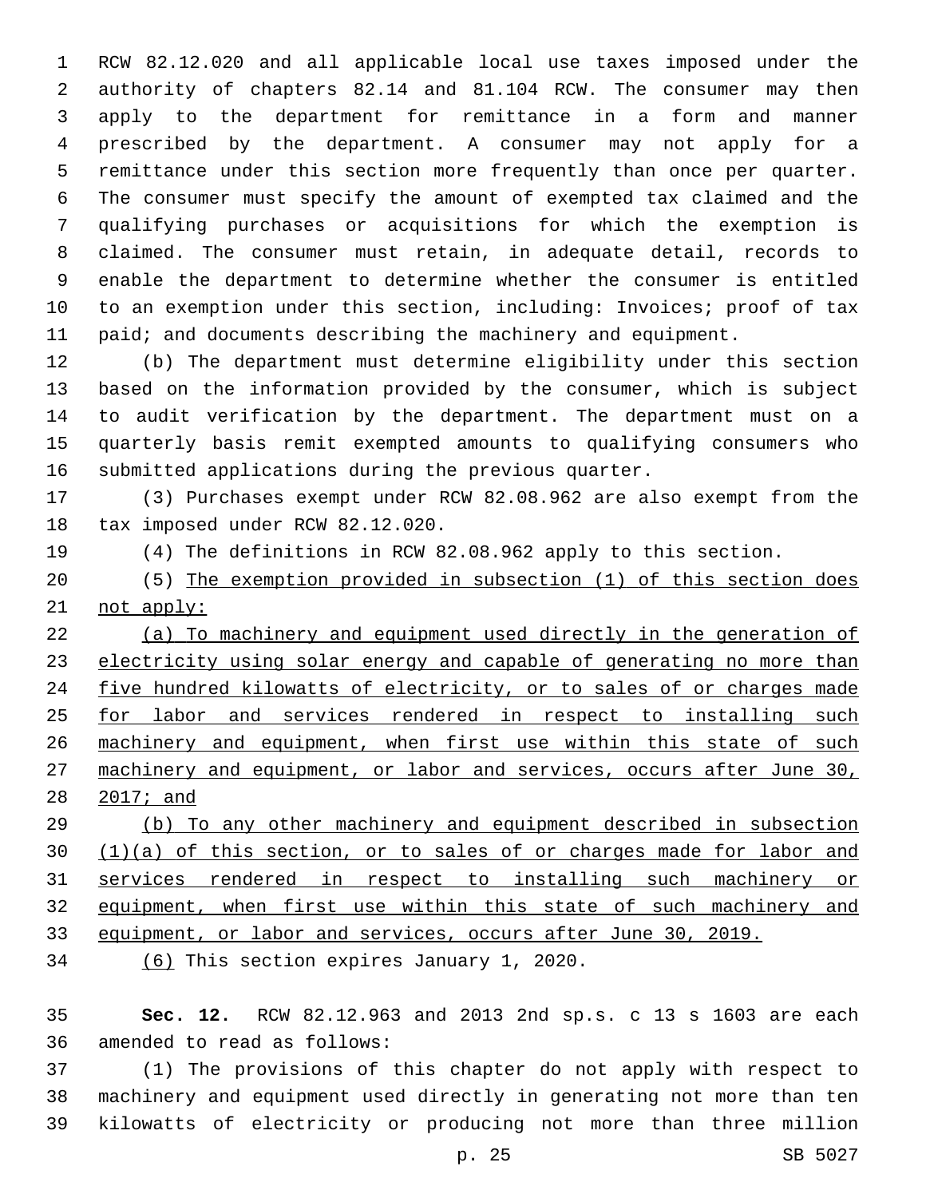RCW 82.12.020 and all applicable local use taxes imposed under the authority of chapters 82.14 and 81.104 RCW. The consumer may then apply to the department for remittance in a form and manner prescribed by the department. A consumer may not apply for a remittance under this section more frequently than once per quarter. The consumer must specify the amount of exempted tax claimed and the qualifying purchases or acquisitions for which the exemption is claimed. The consumer must retain, in adequate detail, records to enable the department to determine whether the consumer is entitled to an exemption under this section, including: Invoices; proof of tax paid; and documents describing the machinery and equipment.

(b) The department must determine eligibility under this section based on the information provided by the consumer, which is subject to audit verification by the department. The department must on a quarterly basis remit exempted amounts to qualifying consumers who submitted applications during the previous quarter.

(3) Purchases exempt under RCW 82.08.962 are also exempt from the tax imposed under RCW 82.12.020.

(4) The definitions in RCW 82.08.962 apply to this section.

(5) The exemption provided in subsection (1) of this section does not apply:

(a) To machinery and equipment used directly in the generation of electricity using solar energy and capable of generating no more than five hundred kilowatts of electricity, or to sales of or charges made for labor and services rendered in respect to installing such machinery and equipment, when first use within this state of such machinery and equipment, or labor and services, occurs after June 30, 2017; and

(b) To any other machinery and equipment described in subsection (1)(a) of this section, or to sales of or charges made for labor and services rendered in respect to installing such machinery or equipment, when first use within this state of such machinery and equipment, or labor and services, occurs after June 30, 2019.

(6) This section expires January 1, 2020.

**Sec. 12.** RCW 82.12.963 and 2013 2nd sp.s. c 13 s 1603 are each amended to read as follows:

(1) The provisions of this chapter do not apply with respect to machinery and equipment used directly in generating not more than ten kilowatts of electricity or producing not more than three million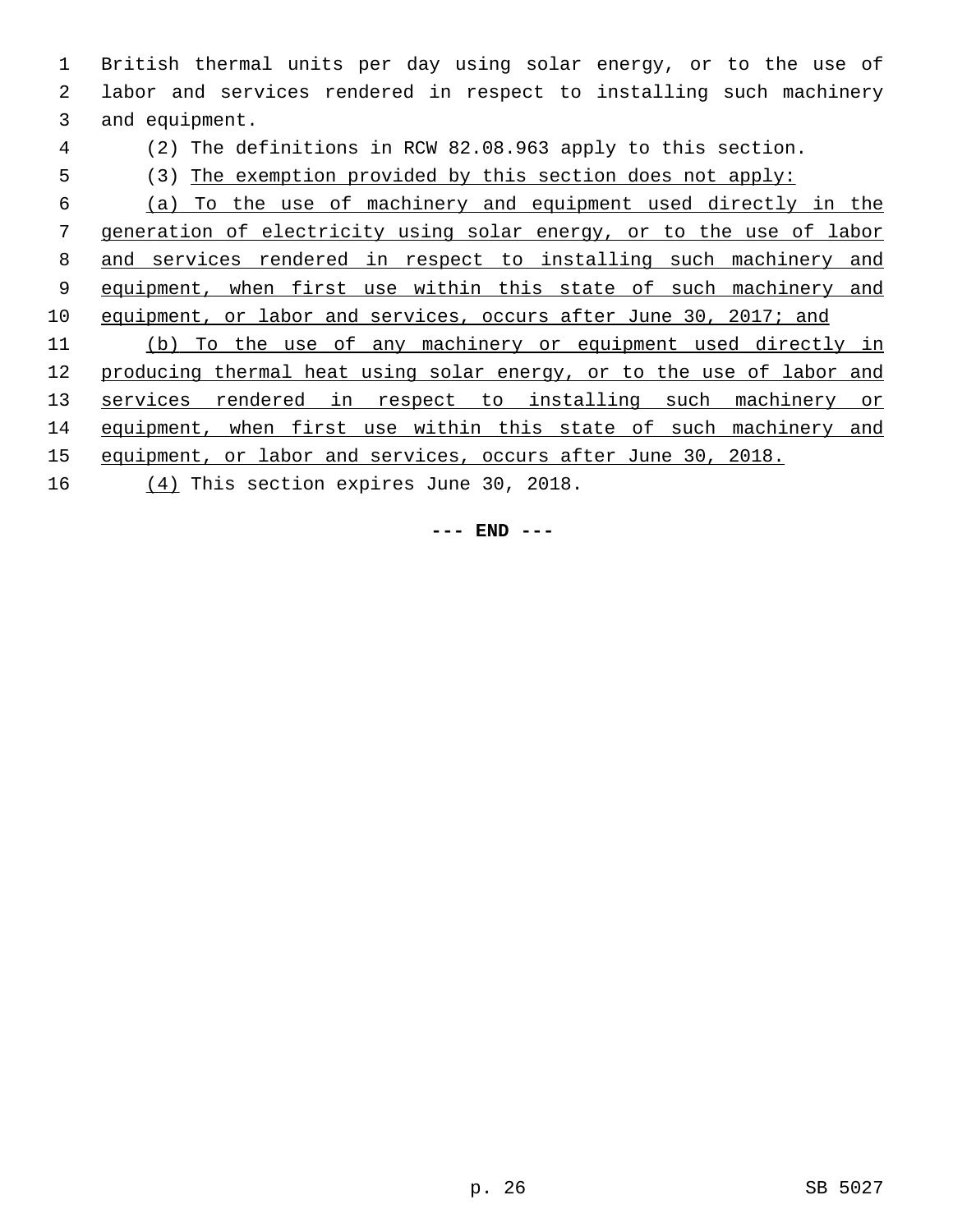British thermal units per day using solar energy, or to the use of labor and services rendered in respect to installing such machinery and equipment.

(2) The definitions in RCW 82.08.963 apply to this section.

(3) <u>The exemption provided by this section does not apply:</u>

<u>(a) To the use of machinery and equipment used directly in the generation of electricity using solar energy, or to the use of labor and services rendered in respect to installing such machinery and equipment, when first use within this state of such machinery and equipment, or labor and services, occurs after June 30, 2017; and</u>

<u>(b) To the use of any machinery or equipment used directly in producing thermal heat using solar energy, or to the use of labor and services rendered in respect to installing such machinery or equipment, when first use within this state of such machinery and equipment, or labor and services, occurs after June 30, 2018.</u>

<u>(4)</u> This section expires June 30, 2018.

**--- END ---**